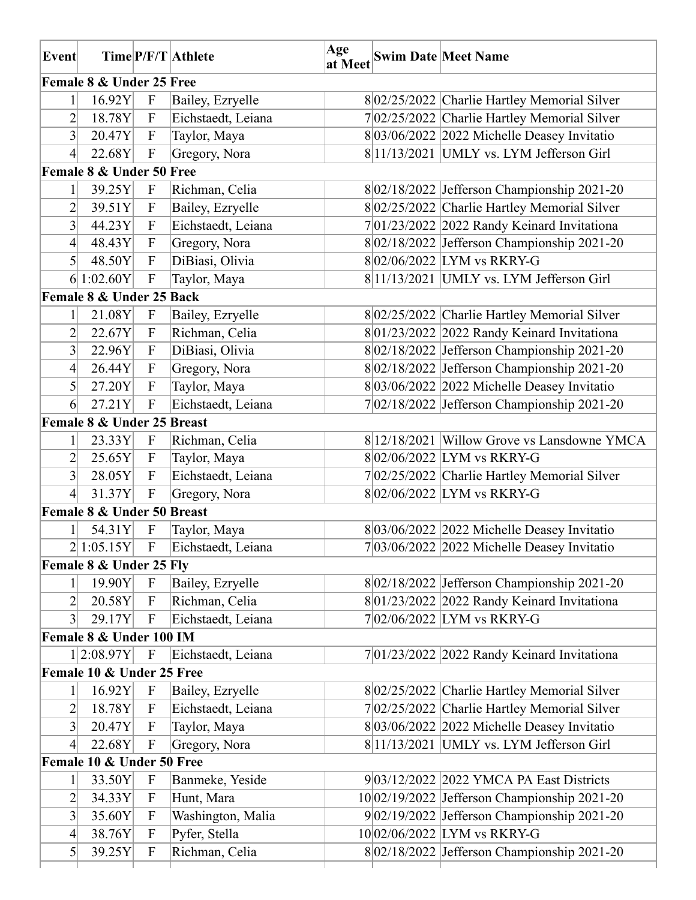| Event | Time | P/F/T | Athlete | Age at Meet | Swim Date | Meet Name |
|---|---|---|---|---|---|---|
| **Female 8 & Under 25 Free** | | | | | | |
| 1 | 16.92Y | F | Bailey, Ezryelle | 8 | 02/25/2022 | Charlie Hartley Memorial Silver |
| 2 | 18.78Y | F | Eichstaedt, Leiana | 7 | 02/25/2022 | Charlie Hartley Memorial Silver |
| 3 | 20.47Y | F | Taylor, Maya | 8 | 03/06/2022 | 2022 Michelle Deasey Invitatio |
| 4 | 22.68Y | F | Gregory, Nora | 8 | 11/13/2021 | UMLY vs. LYM Jefferson Girl |
| **Female 8 & Under 50 Free** | | | | | | |
| 1 | 39.25Y | F | Richman, Celia | 8 | 02/18/2022 | Jefferson Championship 2021-20 |
| 2 | 39.51Y | F | Bailey, Ezryelle | 8 | 02/25/2022 | Charlie Hartley Memorial Silver |
| 3 | 44.23Y | F | Eichstaedt, Leiana | 7 | 01/23/2022 | 2022 Randy Keinard Invitationa |
| 4 | 48.43Y | F | Gregory, Nora | 8 | 02/18/2022 | Jefferson Championship 2021-20 |
| 5 | 48.50Y | F | DiBiasi, Olivia | 8 | 02/06/2022 | LYM vs RKRY-G |
| 6 | 1:02.60Y | F | Taylor, Maya | 8 | 11/13/2021 | UMLY vs. LYM Jefferson Girl |
| **Female 8 & Under 25 Back** | | | | | | |
| 1 | 21.08Y | F | Bailey, Ezryelle | 8 | 02/25/2022 | Charlie Hartley Memorial Silver |
| 2 | 22.67Y | F | Richman, Celia | 8 | 01/23/2022 | 2022 Randy Keinard Invitationa |
| 3 | 22.96Y | F | DiBiasi, Olivia | 8 | 02/18/2022 | Jefferson Championship 2021-20 |
| 4 | 26.44Y | F | Gregory, Nora | 8 | 02/18/2022 | Jefferson Championship 2021-20 |
| 5 | 27.20Y | F | Taylor, Maya | 8 | 03/06/2022 | 2022 Michelle Deasey Invitatio |
| 6 | 27.21Y | F | Eichstaedt, Leiana | 7 | 02/18/2022 | Jefferson Championship 2021-20 |
| **Female 8 & Under 25 Breast** | | | | | | |
| 1 | 23.33Y | F | Richman, Celia | 8 | 12/18/2021 | Willow Grove vs Lansdowne YMCA |
| 2 | 25.65Y | F | Taylor, Maya | 8 | 02/06/2022 | LYM vs RKRY-G |
| 3 | 28.05Y | F | Eichstaedt, Leiana | 7 | 02/25/2022 | Charlie Hartley Memorial Silver |
| 4 | 31.37Y | F | Gregory, Nora | 8 | 02/06/2022 | LYM vs RKRY-G |
| **Female 8 & Under 50 Breast** | | | | | | |
| 1 | 54.31Y | F | Taylor, Maya | 8 | 03/06/2022 | 2022 Michelle Deasey Invitatio |
| 2 | 1:05.15Y | F | Eichstaedt, Leiana | 7 | 03/06/2022 | 2022 Michelle Deasey Invitatio |
| **Female 8 & Under 25 Fly** | | | | | | |
| 1 | 19.90Y | F | Bailey, Ezryelle | 8 | 02/18/2022 | Jefferson Championship 2021-20 |
| 2 | 20.58Y | F | Richman, Celia | 8 | 01/23/2022 | 2022 Randy Keinard Invitationa |
| 3 | 29.17Y | F | Eichstaedt, Leiana | 7 | 02/06/2022 | LYM vs RKRY-G |
| **Female 8 & Under 100 IM** | | | | | | |
| 1 | 2:08.97Y | F | Eichstaedt, Leiana | 7 | 01/23/2022 | 2022 Randy Keinard Invitationa |
| **Female 10 & Under 25 Free** | | | | | | |
| 1 | 16.92Y | F | Bailey, Ezryelle | 8 | 02/25/2022 | Charlie Hartley Memorial Silver |
| 2 | 18.78Y | F | Eichstaedt, Leiana | 7 | 02/25/2022 | Charlie Hartley Memorial Silver |
| 3 | 20.47Y | F | Taylor, Maya | 8 | 03/06/2022 | 2022 Michelle Deasey Invitatio |
| 4 | 22.68Y | F | Gregory, Nora | 8 | 11/13/2021 | UMLY vs. LYM Jefferson Girl |
| **Female 10 & Under 50 Free** | | | | | | |
| 1 | 33.50Y | F | Banmeke, Yeside | 9 | 03/12/2022 | 2022 YMCA PA East Districts |
| 2 | 34.33Y | F | Hunt, Mara | 10 | 02/19/2022 | Jefferson Championship 2021-20 |
| 3 | 35.60Y | F | Washington, Malia | 9 | 02/19/2022 | Jefferson Championship 2021-20 |
| 4 | 38.76Y | F | Pyfer, Stella | 10 | 02/06/2022 | LYM vs RKRY-G |
| 5 | 39.25Y | F | Richman, Celia | 8 | 02/18/2022 | Jefferson Championship 2021-20 |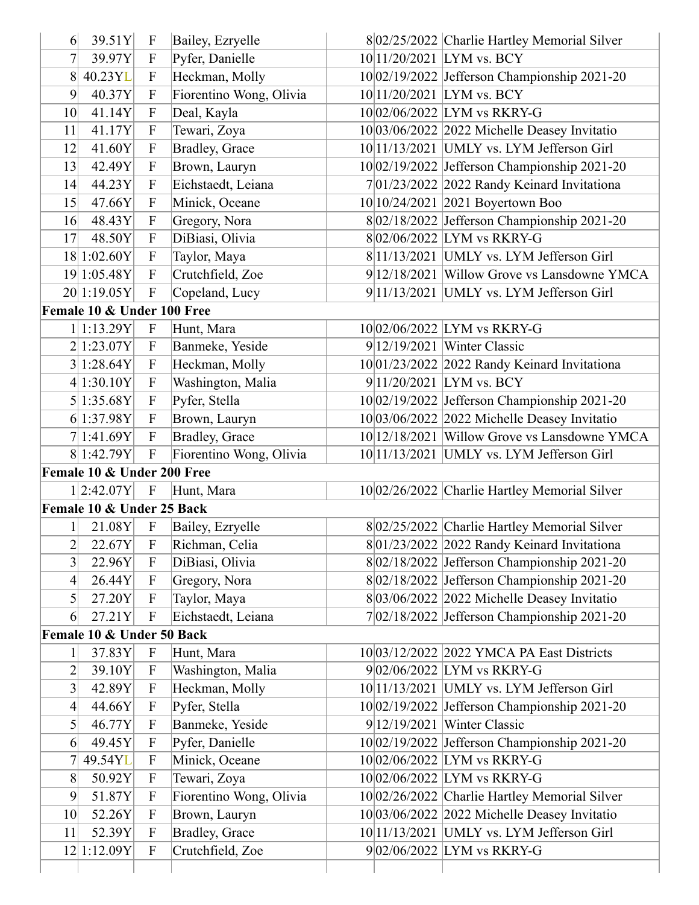| | | | | | | |
|---|---|---|---|---|---|---|
| 6 | 39.51Y | F | Bailey, Ezryelle | 8 | 02/25/2022 | Charlie Hartley Memorial Silver |
| 7 | 39.97Y | F | Pyfer, Danielle | 10 | 11/20/2021 | LYM vs. BCY |
| 8 | 40.23YL | F | Heckman, Molly | 10 | 02/19/2022 | Jefferson Championship 2021-20 |
| 9 | 40.37Y | F | Fiorentino Wong, Olivia | 10 | 11/20/2021 | LYM vs. BCY |
| 10 | 41.14Y | F | Deal, Kayla | 10 | 02/06/2022 | LYM vs RKRY-G |
| 11 | 41.17Y | F | Tewari, Zoya | 10 | 03/06/2022 | 2022 Michelle Deasey Invitatio |
| 12 | 41.60Y | F | Bradley, Grace | 10 | 11/13/2021 | UMLY vs. LYM Jefferson Girl |
| 13 | 42.49Y | F | Brown, Lauryn | 10 | 02/19/2022 | Jefferson Championship 2021-20 |
| 14 | 44.23Y | F | Eichstaedt, Leiana | 7 | 01/23/2022 | 2022 Randy Keinard Invitationa |
| 15 | 47.66Y | F | Minick, Oceane | 10 | 10/24/2021 | 2021 Boyertown Boo |
| 16 | 48.43Y | F | Gregory, Nora | 8 | 02/18/2022 | Jefferson Championship 2021-20 |
| 17 | 48.50Y | F | DiBiasi, Olivia | 8 | 02/06/2022 | LYM vs RKRY-G |
| 18 | 1:02.60Y | F | Taylor, Maya | 8 | 11/13/2021 | UMLY vs. LYM Jefferson Girl |
| 19 | 1:05.48Y | F | Crutchfield, Zoe | 9 | 12/18/2021 | Willow Grove vs Lansdowne YMCA |
| 20 | 1:19.05Y | F | Copeland, Lucy | 9 | 11/13/2021 | UMLY vs. LYM Jefferson Girl |
| **Female 10 & Under 100 Free** | | | | | | |
| 1 | 1:13.29Y | F | Hunt, Mara | 10 | 02/06/2022 | LYM vs RKRY-G |
| 2 | 1:23.07Y | F | Banmeke, Yeside | 9 | 12/19/2021 | Winter Classic |
| 3 | 1:28.64Y | F | Heckman, Molly | 10 | 01/23/2022 | 2022 Randy Keinard Invitationa |
| 4 | 1:30.10Y | F | Washington, Malia | 9 | 11/20/2021 | LYM vs. BCY |
| 5 | 1:35.68Y | F | Pyfer, Stella | 10 | 02/19/2022 | Jefferson Championship 2021-20 |
| 6 | 1:37.98Y | F | Brown, Lauryn | 10 | 03/06/2022 | 2022 Michelle Deasey Invitatio |
| 7 | 1:41.69Y | F | Bradley, Grace | 10 | 12/18/2021 | Willow Grove vs Lansdowne YMCA |
| 8 | 1:42.79Y | F | Fiorentino Wong, Olivia | 10 | 11/13/2021 | UMLY vs. LYM Jefferson Girl |
| **Female 10 & Under 200 Free** | | | | | | |
| 1 | 2:42.07Y | F | Hunt, Mara | 10 | 02/26/2022 | Charlie Hartley Memorial Silver |
| **Female 10 & Under 25 Back** | | | | | | |
| 1 | 21.08Y | F | Bailey, Ezryelle | 8 | 02/25/2022 | Charlie Hartley Memorial Silver |
| 2 | 22.67Y | F | Richman, Celia | 8 | 01/23/2022 | 2022 Randy Keinard Invitationa |
| 3 | 22.96Y | F | DiBiasi, Olivia | 8 | 02/18/2022 | Jefferson Championship 2021-20 |
| 4 | 26.44Y | F | Gregory, Nora | 8 | 02/18/2022 | Jefferson Championship 2021-20 |
| 5 | 27.20Y | F | Taylor, Maya | 8 | 03/06/2022 | 2022 Michelle Deasey Invitatio |
| 6 | 27.21Y | F | Eichstaedt, Leiana | 7 | 02/18/2022 | Jefferson Championship 2021-20 |
| **Female 10 & Under 50 Back** | | | | | | |
| 1 | 37.83Y | F | Hunt, Mara | 10 | 03/12/2022 | 2022 YMCA PA East Districts |
| 2 | 39.10Y | F | Washington, Malia | 9 | 02/06/2022 | LYM vs RKRY-G |
| 3 | 42.89Y | F | Heckman, Molly | 10 | 11/13/2021 | UMLY vs. LYM Jefferson Girl |
| 4 | 44.66Y | F | Pyfer, Stella | 10 | 02/19/2022 | Jefferson Championship 2021-20 |
| 5 | 46.77Y | F | Banmeke, Yeside | 9 | 12/19/2021 | Winter Classic |
| 6 | 49.45Y | F | Pyfer, Danielle | 10 | 02/19/2022 | Jefferson Championship 2021-20 |
| 7 | 49.54YL | F | Minick, Oceane | 10 | 02/06/2022 | LYM vs RKRY-G |
| 8 | 50.92Y | F | Tewari, Zoya | 10 | 02/06/2022 | LYM vs RKRY-G |
| 9 | 51.87Y | F | Fiorentino Wong, Olivia | 10 | 02/26/2022 | Charlie Hartley Memorial Silver |
| 10 | 52.26Y | F | Brown, Lauryn | 10 | 03/06/2022 | 2022 Michelle Deasey Invitatio |
| 11 | 52.39Y | F | Bradley, Grace | 10 | 11/13/2021 | UMLY vs. LYM Jefferson Girl |
| 12 | 1:12.09Y | F | Crutchfield, Zoe | 9 | 02/06/2022 | LYM vs RKRY-G |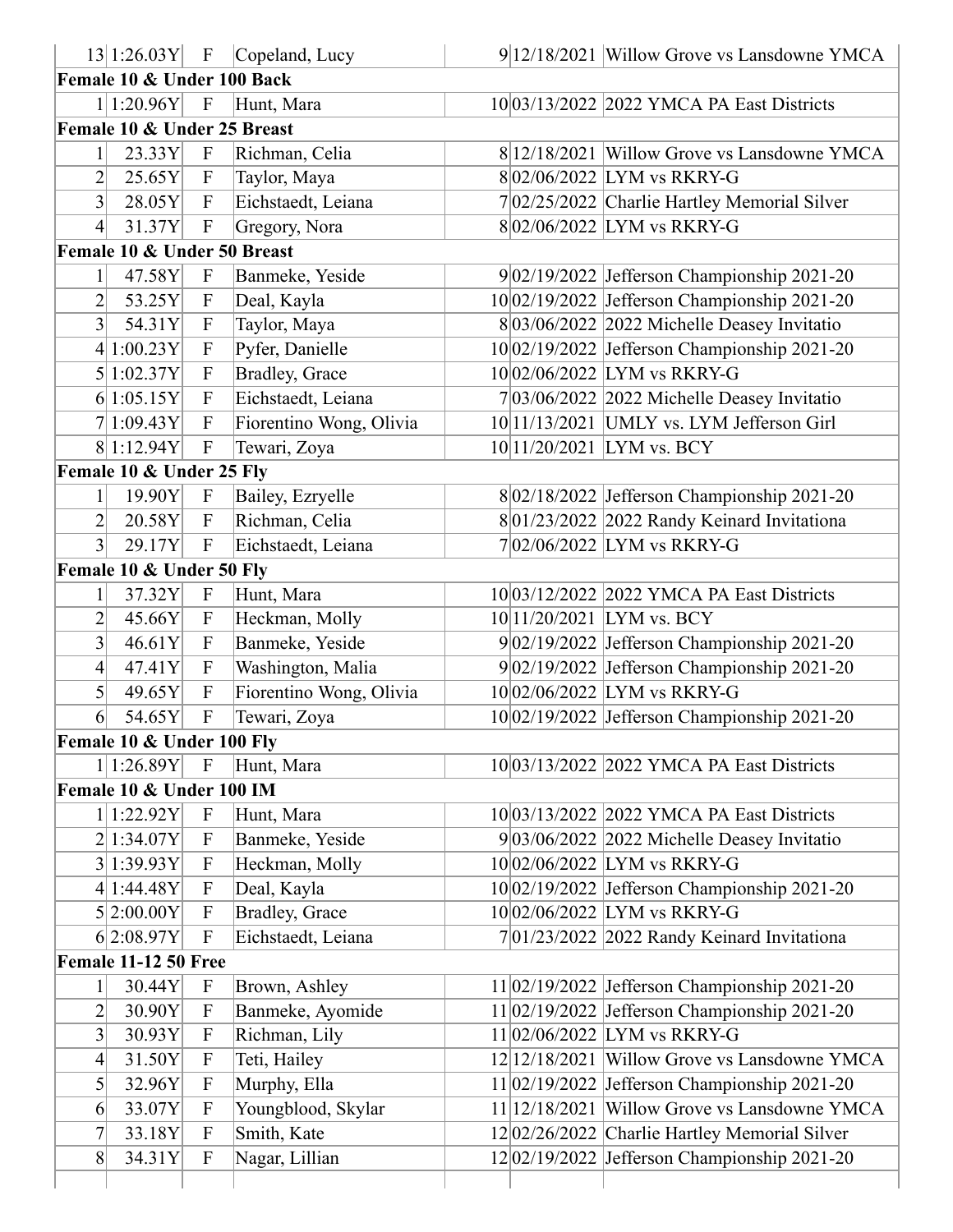| | | | | | | |
|---|---|---|---|---|---|---|
| 13 | 1:26.03Y | F | Copeland, Lucy | 9 | 12/18/2021 | Willow Grove vs Lansdowne YMCA |
| **Female 10 & Under 100 Back** | | | | | | |
| 1 | 1:20.96Y | F | Hunt, Mara | 10 | 03/13/2022 | 2022 YMCA PA East Districts |
| **Female 10 & Under 25 Breast** | | | | | | |
| 1 | 23.33Y | F | Richman, Celia | 8 | 12/18/2021 | Willow Grove vs Lansdowne YMCA |
| 2 | 25.65Y | F | Taylor, Maya | 8 | 02/06/2022 | LYM vs RKRY-G |
| 3 | 28.05Y | F | Eichstaedt, Leiana | 7 | 02/25/2022 | Charlie Hartley Memorial Silver |
| 4 | 31.37Y | F | Gregory, Nora | 8 | 02/06/2022 | LYM vs RKRY-G |
| **Female 10 & Under 50 Breast** | | | | | | |
| 1 | 47.58Y | F | Banmeke, Yeside | 9 | 02/19/2022 | Jefferson Championship 2021-20 |
| 2 | 53.25Y | F | Deal, Kayla | 10 | 02/19/2022 | Jefferson Championship 2021-20 |
| 3 | 54.31Y | F | Taylor, Maya | 8 | 03/06/2022 | 2022 Michelle Deasey Invitatio |
| 4 | 1:00.23Y | F | Pyfer, Danielle | 10 | 02/19/2022 | Jefferson Championship 2021-20 |
| 5 | 1:02.37Y | F | Bradley, Grace | 10 | 02/06/2022 | LYM vs RKRY-G |
| 6 | 1:05.15Y | F | Eichstaedt, Leiana | 7 | 03/06/2022 | 2022 Michelle Deasey Invitatio |
| 7 | 1:09.43Y | F | Fiorentino Wong, Olivia | 10 | 11/13/2021 | UMLY vs. LYM Jefferson Girl |
| 8 | 1:12.94Y | F | Tewari, Zoya | 10 | 11/20/2021 | LYM vs. BCY |
| **Female 10 & Under 25 Fly** | | | | | | |
| 1 | 19.90Y | F | Bailey, Ezryelle | 8 | 02/18/2022 | Jefferson Championship 2021-20 |
| 2 | 20.58Y | F | Richman, Celia | 8 | 01/23/2022 | 2022 Randy Keinard Invitationa |
| 3 | 29.17Y | F | Eichstaedt, Leiana | 7 | 02/06/2022 | LYM vs RKRY-G |
| **Female 10 & Under 50 Fly** | | | | | | |
| 1 | 37.32Y | F | Hunt, Mara | 10 | 03/12/2022 | 2022 YMCA PA East Districts |
| 2 | 45.66Y | F | Heckman, Molly | 10 | 11/20/2021 | LYM vs. BCY |
| 3 | 46.61Y | F | Banmeke, Yeside | 9 | 02/19/2022 | Jefferson Championship 2021-20 |
| 4 | 47.41Y | F | Washington, Malia | 9 | 02/19/2022 | Jefferson Championship 2021-20 |
| 5 | 49.65Y | F | Fiorentino Wong, Olivia | 10 | 02/06/2022 | LYM vs RKRY-G |
| 6 | 54.65Y | F | Tewari, Zoya | 10 | 02/19/2022 | Jefferson Championship 2021-20 |
| **Female 10 & Under 100 Fly** | | | | | | |
| 1 | 1:26.89Y | F | Hunt, Mara | 10 | 03/13/2022 | 2022 YMCA PA East Districts |
| **Female 10 & Under 100 IM** | | | | | | |
| 1 | 1:22.92Y | F | Hunt, Mara | 10 | 03/13/2022 | 2022 YMCA PA East Districts |
| 2 | 1:34.07Y | F | Banmeke, Yeside | 9 | 03/06/2022 | 2022 Michelle Deasey Invitatio |
| 3 | 1:39.93Y | F | Heckman, Molly | 10 | 02/06/2022 | LYM vs RKRY-G |
| 4 | 1:44.48Y | F | Deal, Kayla | 10 | 02/19/2022 | Jefferson Championship 2021-20 |
| 5 | 2:00.00Y | F | Bradley, Grace | 10 | 02/06/2022 | LYM vs RKRY-G |
| 6 | 2:08.97Y | F | Eichstaedt, Leiana | 7 | 01/23/2022 | 2022 Randy Keinard Invitationa |
| **Female 11-12 50 Free** | | | | | | |
| 1 | 30.44Y | F | Brown, Ashley | 11 | 02/19/2022 | Jefferson Championship 2021-20 |
| 2 | 30.90Y | F | Banmeke, Ayomide | 11 | 02/19/2022 | Jefferson Championship 2021-20 |
| 3 | 30.93Y | F | Richman, Lily | 11 | 02/06/2022 | LYM vs RKRY-G |
| 4 | 31.50Y | F | Teti, Hailey | 12 | 12/18/2021 | Willow Grove vs Lansdowne YMCA |
| 5 | 32.96Y | F | Murphy, Ella | 11 | 02/19/2022 | Jefferson Championship 2021-20 |
| 6 | 33.07Y | F | Youngblood, Skylar | 11 | 12/18/2021 | Willow Grove vs Lansdowne YMCA |
| 7 | 33.18Y | F | Smith, Kate | 12 | 02/26/2022 | Charlie Hartley Memorial Silver |
| 8 | 34.31Y | F | Nagar, Lillian | 12 | 02/19/2022 | Jefferson Championship 2021-20 |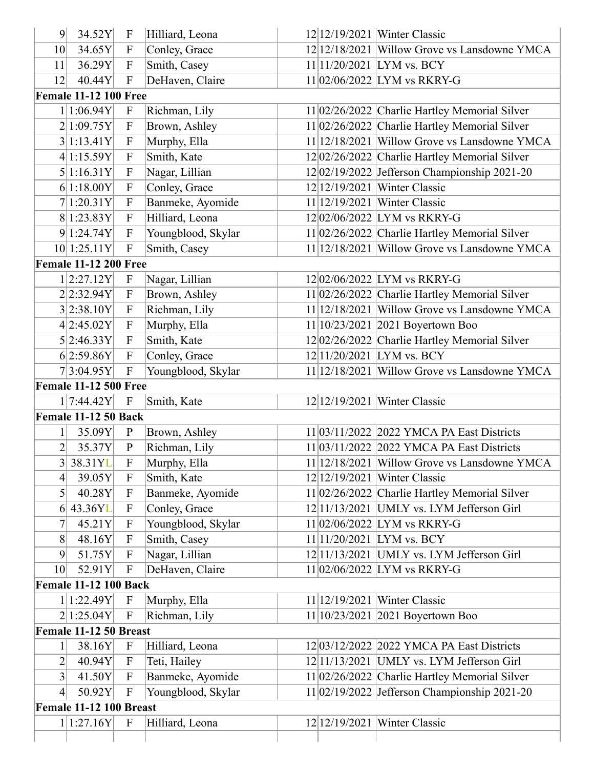| | | | | | | | |
|---|---|---|---|---|---|---|---|
| 9 | 34.52Y | F | Hilliard, Leona | | 12 | 12/19/2021 | Winter Classic |
| 10 | 34.65Y | F | Conley, Grace | | 12 | 12/18/2021 | Willow Grove vs Lansdowne YMCA |
| 11 | 36.29Y | F | Smith, Casey | | 11 | 11/20/2021 | LYM vs. BCY |
| 12 | 40.44Y | F | DeHaven, Claire | | 11 | 02/06/2022 | LYM vs RKRY-G |
| **Female 11-12 100 Free** | | | | | | | |
| 1 | 1:06.94Y | F | Richman, Lily | | 11 | 02/26/2022 | Charlie Hartley Memorial Silver |
| 2 | 1:09.75Y | F | Brown, Ashley | | 11 | 02/26/2022 | Charlie Hartley Memorial Silver |
| 3 | 1:13.41Y | F | Murphy, Ella | | 11 | 12/18/2021 | Willow Grove vs Lansdowne YMCA |
| 4 | 1:15.59Y | F | Smith, Kate | | 12 | 02/26/2022 | Charlie Hartley Memorial Silver |
| 5 | 1:16.31Y | F | Nagar, Lillian | | 12 | 02/19/2022 | Jefferson Championship 2021-20 |
| 6 | 1:18.00Y | F | Conley, Grace | | 12 | 12/19/2021 | Winter Classic |
| 7 | 1:20.31Y | F | Banmeke, Ayomide | | 11 | 12/19/2021 | Winter Classic |
| 8 | 1:23.83Y | F | Hilliard, Leona | | 12 | 02/06/2022 | LYM vs RKRY-G |
| 9 | 1:24.74Y | F | Youngblood, Skylar | | 11 | 02/26/2022 | Charlie Hartley Memorial Silver |
| 10 | 1:25.11Y | F | Smith, Casey | | 11 | 12/18/2021 | Willow Grove vs Lansdowne YMCA |
| **Female 11-12 200 Free** | | | | | | | |
| 1 | 2:27.12Y | F | Nagar, Lillian | | 12 | 02/06/2022 | LYM vs RKRY-G |
| 2 | 2:32.94Y | F | Brown, Ashley | | 11 | 02/26/2022 | Charlie Hartley Memorial Silver |
| 3 | 2:38.10Y | F | Richman, Lily | | 11 | 12/18/2021 | Willow Grove vs Lansdowne YMCA |
| 4 | 2:45.02Y | F | Murphy, Ella | | 11 | 10/23/2021 | 2021 Boyertown Boo |
| 5 | 2:46.33Y | F | Smith, Kate | | 12 | 02/26/2022 | Charlie Hartley Memorial Silver |
| 6 | 2:59.86Y | F | Conley, Grace | | 12 | 11/20/2021 | LYM vs. BCY |
| 7 | 3:04.95Y | F | Youngblood, Skylar | | 11 | 12/18/2021 | Willow Grove vs Lansdowne YMCA |
| **Female 11-12 500 Free** | | | | | | | |
| 1 | 7:44.42Y | F | Smith, Kate | | 12 | 12/19/2021 | Winter Classic |
| **Female 11-12 50 Back** | | | | | | | |
| 1 | 35.09Y | P | Brown, Ashley | | 11 | 03/11/2022 | 2022 YMCA PA East Districts |
| 2 | 35.37Y | P | Richman, Lily | | 11 | 03/11/2022 | 2022 YMCA PA East Districts |
| 3 | 38.31YL | F | Murphy, Ella | | 11 | 12/18/2021 | Willow Grove vs Lansdowne YMCA |
| 4 | 39.05Y | F | Smith, Kate | | 12 | 12/19/2021 | Winter Classic |
| 5 | 40.28Y | F | Banmeke, Ayomide | | 11 | 02/26/2022 | Charlie Hartley Memorial Silver |
| 6 | 43.36YL | F | Conley, Grace | | 12 | 11/13/2021 | UMLY vs. LYM Jefferson Girl |
| 7 | 45.21Y | F | Youngblood, Skylar | | 11 | 02/06/2022 | LYM vs RKRY-G |
| 8 | 48.16Y | F | Smith, Casey | | 11 | 11/20/2021 | LYM vs. BCY |
| 9 | 51.75Y | F | Nagar, Lillian | | 12 | 11/13/2021 | UMLY vs. LYM Jefferson Girl |
| 10 | 52.91Y | F | DeHaven, Claire | | 11 | 02/06/2022 | LYM vs RKRY-G |
| **Female 11-12 100 Back** | | | | | | | |
| 1 | 1:22.49Y | F | Murphy, Ella | | 11 | 12/19/2021 | Winter Classic |
| 2 | 1:25.04Y | F | Richman, Lily | | 11 | 10/23/2021 | 2021 Boyertown Boo |
| **Female 11-12 50 Breast** | | | | | | | |
| 1 | 38.16Y | F | Hilliard, Leona | | 12 | 03/12/2022 | 2022 YMCA PA East Districts |
| 2 | 40.94Y | F | Teti, Hailey | | 12 | 11/13/2021 | UMLY vs. LYM Jefferson Girl |
| 3 | 41.50Y | F | Banmeke, Ayomide | | 11 | 02/26/2022 | Charlie Hartley Memorial Silver |
| 4 | 50.92Y | F | Youngblood, Skylar | | 11 | 02/19/2022 | Jefferson Championship 2021-20 |
| **Female 11-12 100 Breast** | | | | | | | |
| 1 | 1:27.16Y | F | Hilliard, Leona | | 12 | 12/19/2021 | Winter Classic |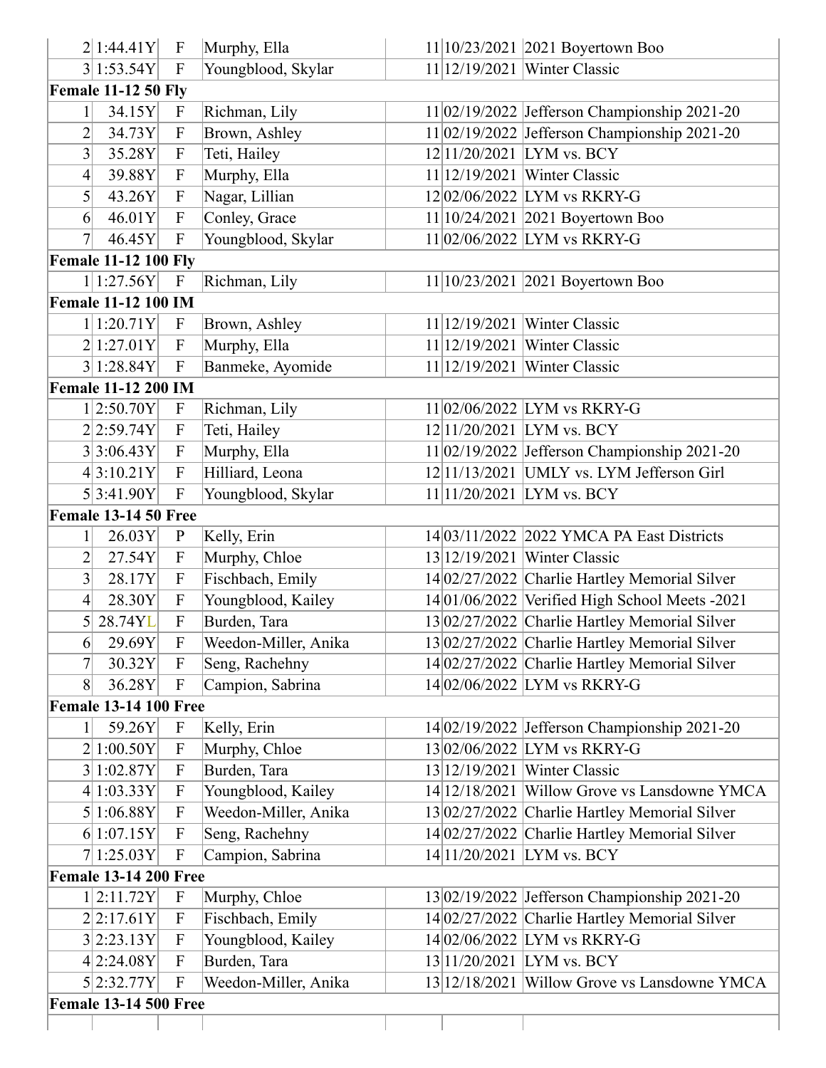| | | | | | | | |
|---|---|---|---|---|---|---|---|
| 2 | 1:44.41Y | F | Murphy, Ella | | 11 | 10/23/2021 | 2021 Boyertown Boo |
| 3 | 1:53.54Y | F | Youngblood, Skylar | | 11 | 12/19/2021 | Winter Classic |
| **Female 11-12 50 Fly** | | | | | | | |
| 1 | 34.15Y | F | Richman, Lily | | 11 | 02/19/2022 | Jefferson Championship 2021-20 |
| 2 | 34.73Y | F | Brown, Ashley | | 11 | 02/19/2022 | Jefferson Championship 2021-20 |
| 3 | 35.28Y | F | Teti, Hailey | | 12 | 11/20/2021 | LYM vs. BCY |
| 4 | 39.88Y | F | Murphy, Ella | | 11 | 12/19/2021 | Winter Classic |
| 5 | 43.26Y | F | Nagar, Lillian | | 12 | 02/06/2022 | LYM vs RKRY-G |
| 6 | 46.01Y | F | Conley, Grace | | 11 | 10/24/2021 | 2021 Boyertown Boo |
| 7 | 46.45Y | F | Youngblood, Skylar | | 11 | 02/06/2022 | LYM vs RKRY-G |
| **Female 11-12 100 Fly** | | | | | | | |
| 1 | 1:27.56Y | F | Richman, Lily | | 11 | 10/23/2021 | 2021 Boyertown Boo |
| **Female 11-12 100 IM** | | | | | | | |
| 1 | 1:20.71Y | F | Brown, Ashley | | 11 | 12/19/2021 | Winter Classic |
| 2 | 1:27.01Y | F | Murphy, Ella | | 11 | 12/19/2021 | Winter Classic |
| 3 | 1:28.84Y | F | Banmeke, Ayomide | | 11 | 12/19/2021 | Winter Classic |
| **Female 11-12 200 IM** | | | | | | | |
| 1 | 2:50.70Y | F | Richman, Lily | | 11 | 02/06/2022 | LYM vs RKRY-G |
| 2 | 2:59.74Y | F | Teti, Hailey | | 12 | 11/20/2021 | LYM vs. BCY |
| 3 | 3:06.43Y | F | Murphy, Ella | | 11 | 02/19/2022 | Jefferson Championship 2021-20 |
| 4 | 3:10.21Y | F | Hilliard, Leona | | 12 | 11/13/2021 | UMLY vs. LYM Jefferson Girl |
| 5 | 3:41.90Y | F | Youngblood, Skylar | | 11 | 11/20/2021 | LYM vs. BCY |
| **Female 13-14 50 Free** | | | | | | | |
| 1 | 26.03Y | P | Kelly, Erin | | 14 | 03/11/2022 | 2022 YMCA PA East Districts |
| 2 | 27.54Y | F | Murphy, Chloe | | 13 | 12/19/2021 | Winter Classic |
| 3 | 28.17Y | F | Fischbach, Emily | | 14 | 02/27/2022 | Charlie Hartley Memorial Silver |
| 4 | 28.30Y | F | Youngblood, Kailey | | 14 | 01/06/2022 | Verified High School Meets -2021 |
| 5 | 28.74YL | F | Burden, Tara | | 13 | 02/27/2022 | Charlie Hartley Memorial Silver |
| 6 | 29.69Y | F | Weedon-Miller, Anika | | 13 | 02/27/2022 | Charlie Hartley Memorial Silver |
| 7 | 30.32Y | F | Seng, Rachehny | | 14 | 02/27/2022 | Charlie Hartley Memorial Silver |
| 8 | 36.28Y | F | Campion, Sabrina | | 14 | 02/06/2022 | LYM vs RKRY-G |
| **Female 13-14 100 Free** | | | | | | | |
| 1 | 59.26Y | F | Kelly, Erin | | 14 | 02/19/2022 | Jefferson Championship 2021-20 |
| 2 | 1:00.50Y | F | Murphy, Chloe | | 13 | 02/06/2022 | LYM vs RKRY-G |
| 3 | 1:02.87Y | F | Burden, Tara | | 13 | 12/19/2021 | Winter Classic |
| 4 | 1:03.33Y | F | Youngblood, Kailey | | 14 | 12/18/2021 | Willow Grove vs Lansdowne YMCA |
| 5 | 1:06.88Y | F | Weedon-Miller, Anika | | 13 | 02/27/2022 | Charlie Hartley Memorial Silver |
| 6 | 1:07.15Y | F | Seng, Rachehny | | 14 | 02/27/2022 | Charlie Hartley Memorial Silver |
| 7 | 1:25.03Y | F | Campion, Sabrina | | 14 | 11/20/2021 | LYM vs. BCY |
| **Female 13-14 200 Free** | | | | | | | |
| 1 | 2:11.72Y | F | Murphy, Chloe | | 13 | 02/19/2022 | Jefferson Championship 2021-20 |
| 2 | 2:17.61Y | F | Fischbach, Emily | | 14 | 02/27/2022 | Charlie Hartley Memorial Silver |
| 3 | 2:23.13Y | F | Youngblood, Kailey | | 14 | 02/06/2022 | LYM vs RKRY-G |
| 4 | 2:24.08Y | F | Burden, Tara | | 13 | 11/20/2021 | LYM vs. BCY |
| 5 | 2:32.77Y | F | Weedon-Miller, Anika | | 13 | 12/18/2021 | Willow Grove vs Lansdowne YMCA |
| **Female 13-14 500 Free** | | | | | | | |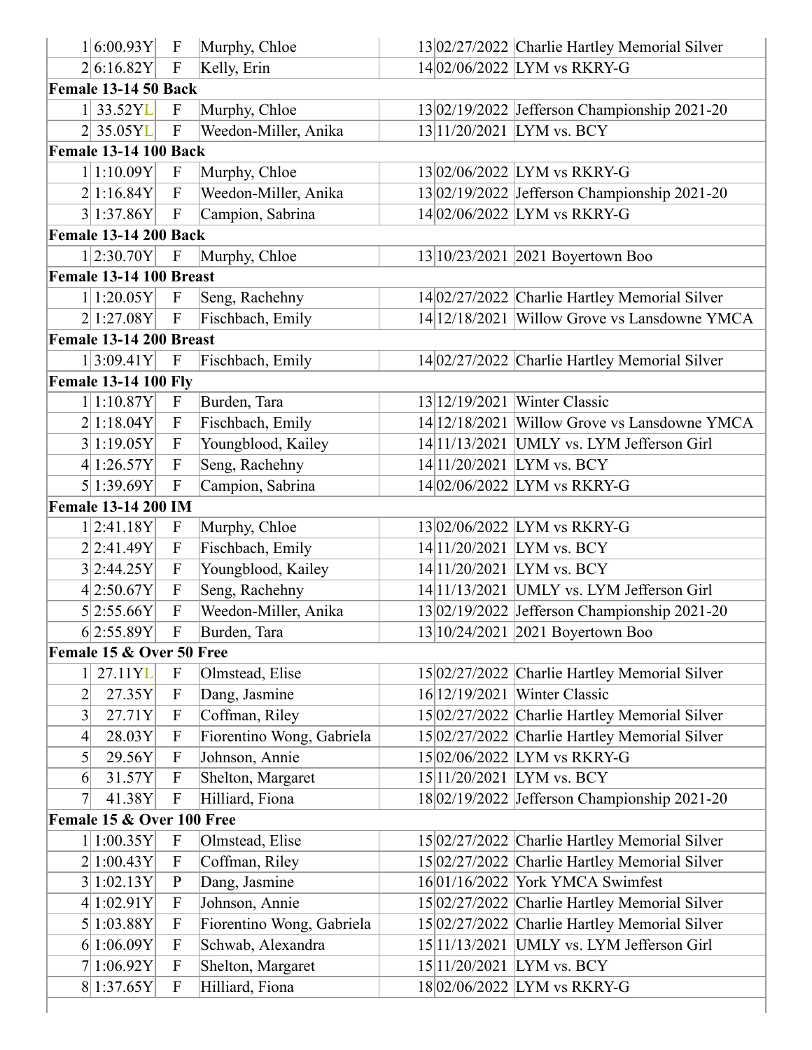| | | | | | | | |
|---|---|---|---|---|---|---|---|
| 1 | 6:00.93Y | F | Murphy, Chloe | | 13 | 02/27/2022 | Charlie Hartley Memorial Silver |
| 2 | 6:16.82Y | F | Kelly, Erin | | 14 | 02/06/2022 | LYM vs RKRY-G |
| **Female 13-14 50 Back** | | | | | | | |
| 1 | 33.52YL | F | Murphy, Chloe | | 13 | 02/19/2022 | Jefferson Championship 2021-20 |
| 2 | 35.05YL | F | Weedon-Miller, Anika | | 13 | 11/20/2021 | LYM vs. BCY |
| **Female 13-14 100 Back** | | | | | | | |
| 1 | 1:10.09Y | F | Murphy, Chloe | | 13 | 02/06/2022 | LYM vs RKRY-G |
| 2 | 1:16.84Y | F | Weedon-Miller, Anika | | 13 | 02/19/2022 | Jefferson Championship 2021-20 |
| 3 | 1:37.86Y | F | Campion, Sabrina | | 14 | 02/06/2022 | LYM vs RKRY-G |
| **Female 13-14 200 Back** | | | | | | | |
| 1 | 2:30.70Y | F | Murphy, Chloe | | 13 | 10/23/2021 | 2021 Boyertown Boo |
| **Female 13-14 100 Breast** | | | | | | | |
| 1 | 1:20.05Y | F | Seng, Rachehny | | 14 | 02/27/2022 | Charlie Hartley Memorial Silver |
| 2 | 1:27.08Y | F | Fischbach, Emily | | 14 | 12/18/2021 | Willow Grove vs Lansdowne YMCA |
| **Female 13-14 200 Breast** | | | | | | | |
| 1 | 3:09.41Y | F | Fischbach, Emily | | 14 | 02/27/2022 | Charlie Hartley Memorial Silver |
| **Female 13-14 100 Fly** | | | | | | | |
| 1 | 1:10.87Y | F | Burden, Tara | | 13 | 12/19/2021 | Winter Classic |
| 2 | 1:18.04Y | F | Fischbach, Emily | | 14 | 12/18/2021 | Willow Grove vs Lansdowne YMCA |
| 3 | 1:19.05Y | F | Youngblood, Kailey | | 14 | 11/13/2021 | UMLY vs. LYM Jefferson Girl |
| 4 | 1:26.57Y | F | Seng, Rachehny | | 14 | 11/20/2021 | LYM vs. BCY |
| 5 | 1:39.69Y | F | Campion, Sabrina | | 14 | 02/06/2022 | LYM vs RKRY-G |
| **Female 13-14 200 IM** | | | | | | | |
| 1 | 2:41.18Y | F | Murphy, Chloe | | 13 | 02/06/2022 | LYM vs RKRY-G |
| 2 | 2:41.49Y | F | Fischbach, Emily | | 14 | 11/20/2021 | LYM vs. BCY |
| 3 | 2:44.25Y | F | Youngblood, Kailey | | 14 | 11/20/2021 | LYM vs. BCY |
| 4 | 2:50.67Y | F | Seng, Rachehny | | 14 | 11/13/2021 | UMLY vs. LYM Jefferson Girl |
| 5 | 2:55.66Y | F | Weedon-Miller, Anika | | 13 | 02/19/2022 | Jefferson Championship 2021-20 |
| 6 | 2:55.89Y | F | Burden, Tara | | 13 | 10/24/2021 | 2021 Boyertown Boo |
| **Female 15 & Over 50 Free** | | | | | | | |
| 1 | 27.11YL | F | Olmstead, Elise | | 15 | 02/27/2022 | Charlie Hartley Memorial Silver |
| 2 | 27.35Y | F | Dang, Jasmine | | 16 | 12/19/2021 | Winter Classic |
| 3 | 27.71Y | F | Coffman, Riley | | 15 | 02/27/2022 | Charlie Hartley Memorial Silver |
| 4 | 28.03Y | F | Fiorentino Wong, Gabriela | | 15 | 02/27/2022 | Charlie Hartley Memorial Silver |
| 5 | 29.56Y | F | Johnson, Annie | | 15 | 02/06/2022 | LYM vs RKRY-G |
| 6 | 31.57Y | F | Shelton, Margaret | | 15 | 11/20/2021 | LYM vs. BCY |
| 7 | 41.38Y | F | Hilliard, Fiona | | 18 | 02/19/2022 | Jefferson Championship 2021-20 |
| **Female 15 & Over 100 Free** | | | | | | | |
| 1 | 1:00.35Y | F | Olmstead, Elise | | 15 | 02/27/2022 | Charlie Hartley Memorial Silver |
| 2 | 1:00.43Y | F | Coffman, Riley | | 15 | 02/27/2022 | Charlie Hartley Memorial Silver |
| 3 | 1:02.13Y | P | Dang, Jasmine | | 16 | 01/16/2022 | York YMCA Swimfest |
| 4 | 1:02.91Y | F | Johnson, Annie | | 15 | 02/27/2022 | Charlie Hartley Memorial Silver |
| 5 | 1:03.88Y | F | Fiorentino Wong, Gabriela | | 15 | 02/27/2022 | Charlie Hartley Memorial Silver |
| 6 | 1:06.09Y | F | Schwab, Alexandra | | 15 | 11/13/2021 | UMLY vs. LYM Jefferson Girl |
| 7 | 1:06.92Y | F | Shelton, Margaret | | 15 | 11/20/2021 | LYM vs. BCY |
| 8 | 1:37.65Y | F | Hilliard, Fiona | | 18 | 02/06/2022 | LYM vs RKRY-G |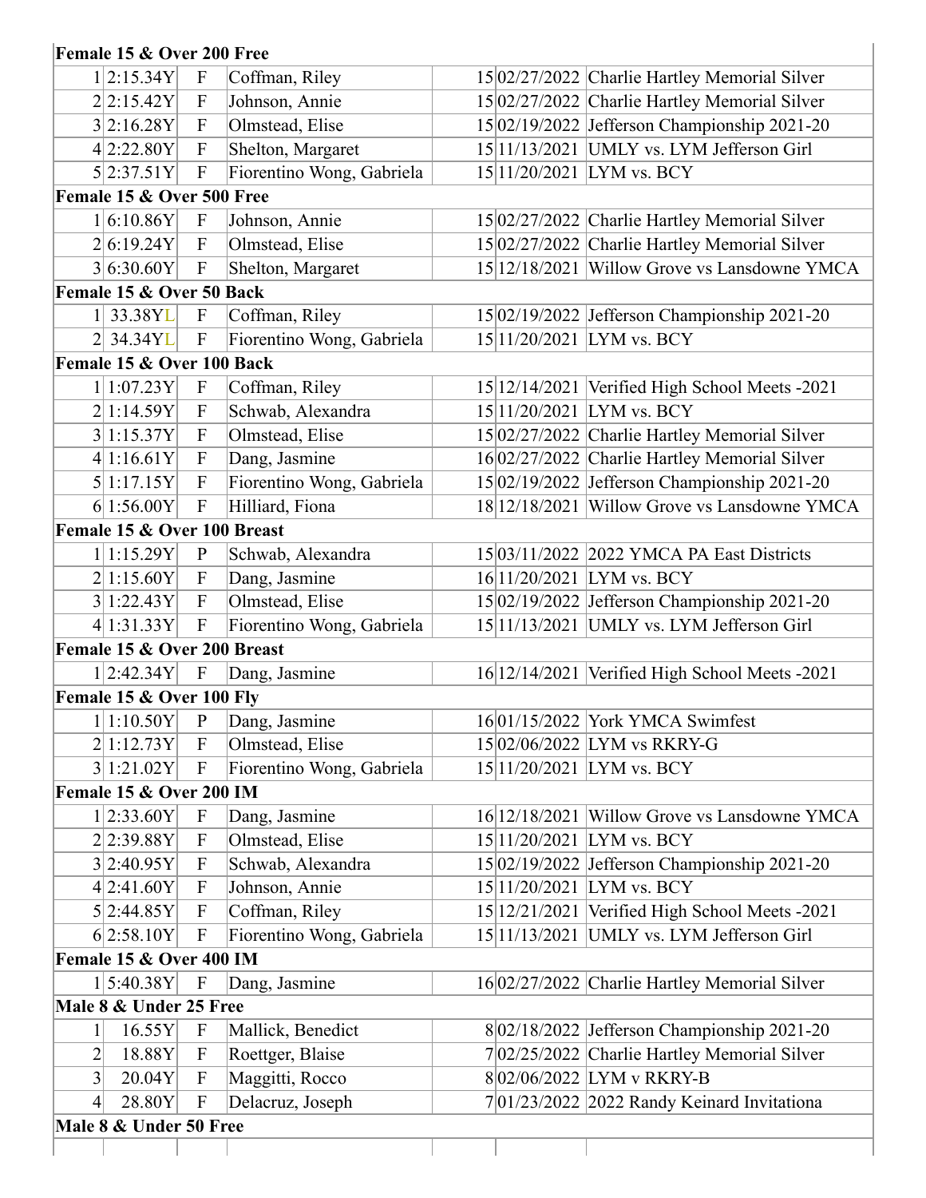| | | | | | | | |
|---|---|---|---|---|---|---|---|
| **Female 15 & Over 200 Free** | | | | | | | |
| 1 | 2:15.34Y | F | Coffman, Riley | | 15 | 02/27/2022 | Charlie Hartley Memorial Silver |
| 2 | 2:15.42Y | F | Johnson, Annie | | 15 | 02/27/2022 | Charlie Hartley Memorial Silver |
| 3 | 2:16.28Y | F | Olmstead, Elise | | 15 | 02/19/2022 | Jefferson Championship 2021-20 |
| 4 | 2:22.80Y | F | Shelton, Margaret | | 15 | 11/13/2021 | UMLY vs. LYM Jefferson Girl |
| 5 | 2:37.51Y | F | Fiorentino Wong, Gabriela | | 15 | 11/20/2021 | LYM vs. BCY |
| **Female 15 & Over 500 Free** | | | | | | | |
| 1 | 6:10.86Y | F | Johnson, Annie | | 15 | 02/27/2022 | Charlie Hartley Memorial Silver |
| 2 | 6:19.24Y | F | Olmstead, Elise | | 15 | 02/27/2022 | Charlie Hartley Memorial Silver |
| 3 | 6:30.60Y | F | Shelton, Margaret | | 15 | 12/18/2021 | Willow Grove vs Lansdowne YMCA |
| **Female 15 & Over 50 Back** | | | | | | | |
| 1 | 33.38YL | F | Coffman, Riley | | 15 | 02/19/2022 | Jefferson Championship 2021-20 |
| 2 | 34.34YL | F | Fiorentino Wong, Gabriela | | 15 | 11/20/2021 | LYM vs. BCY |
| **Female 15 & Over 100 Back** | | | | | | | |
| 1 | 1:07.23Y | F | Coffman, Riley | | 15 | 12/14/2021 | Verified High School Meets -2021 |
| 2 | 1:14.59Y | F | Schwab, Alexandra | | 15 | 11/20/2021 | LYM vs. BCY |
| 3 | 1:15.37Y | F | Olmstead, Elise | | 15 | 02/27/2022 | Charlie Hartley Memorial Silver |
| 4 | 1:16.61Y | F | Dang, Jasmine | | 16 | 02/27/2022 | Charlie Hartley Memorial Silver |
| 5 | 1:17.15Y | F | Fiorentino Wong, Gabriela | | 15 | 02/19/2022 | Jefferson Championship 2021-20 |
| 6 | 1:56.00Y | F | Hilliard, Fiona | | 18 | 12/18/2021 | Willow Grove vs Lansdowne YMCA |
| **Female 15 & Over 100 Breast** | | | | | | | |
| 1 | 1:15.29Y | P | Schwab, Alexandra | | 15 | 03/11/2022 | 2022 YMCA PA East Districts |
| 2 | 1:15.60Y | F | Dang, Jasmine | | 16 | 11/20/2021 | LYM vs. BCY |
| 3 | 1:22.43Y | F | Olmstead, Elise | | 15 | 02/19/2022 | Jefferson Championship 2021-20 |
| 4 | 1:31.33Y | F | Fiorentino Wong, Gabriela | | 15 | 11/13/2021 | UMLY vs. LYM Jefferson Girl |
| **Female 15 & Over 200 Breast** | | | | | | | |
| 1 | 2:42.34Y | F | Dang, Jasmine | | 16 | 12/14/2021 | Verified High School Meets -2021 |
| **Female 15 & Over 100 Fly** | | | | | | | |
| 1 | 1:10.50Y | P | Dang, Jasmine | | 16 | 01/15/2022 | York YMCA Swimfest |
| 2 | 1:12.73Y | F | Olmstead, Elise | | 15 | 02/06/2022 | LYM vs RKRY-G |
| 3 | 1:21.02Y | F | Fiorentino Wong, Gabriela | | 15 | 11/20/2021 | LYM vs. BCY |
| **Female 15 & Over 200 IM** | | | | | | | |
| 1 | 2:33.60Y | F | Dang, Jasmine | | 16 | 12/18/2021 | Willow Grove vs Lansdowne YMCA |
| 2 | 2:39.88Y | F | Olmstead, Elise | | 15 | 11/20/2021 | LYM vs. BCY |
| 3 | 2:40.95Y | F | Schwab, Alexandra | | 15 | 02/19/2022 | Jefferson Championship 2021-20 |
| 4 | 2:41.60Y | F | Johnson, Annie | | 15 | 11/20/2021 | LYM vs. BCY |
| 5 | 2:44.85Y | F | Coffman, Riley | | 15 | 12/21/2021 | Verified High School Meets -2021 |
| 6 | 2:58.10Y | F | Fiorentino Wong, Gabriela | | 15 | 11/13/2021 | UMLY vs. LYM Jefferson Girl |
| **Female 15 & Over 400 IM** | | | | | | | |
| 1 | 5:40.38Y | F | Dang, Jasmine | | 16 | 02/27/2022 | Charlie Hartley Memorial Silver |
| **Male 8 & Under 25 Free** | | | | | | | |
| 1 | 16.55Y | F | Mallick, Benedict | | 8 | 02/18/2022 | Jefferson Championship 2021-20 |
| 2 | 18.88Y | F | Roettger, Blaise | | 7 | 02/25/2022 | Charlie Hartley Memorial Silver |
| 3 | 20.04Y | F | Maggitti, Rocco | | 8 | 02/06/2022 | LYM v RKRY-B |
| 4 | 28.80Y | F | Delacruz, Joseph | | 7 | 01/23/2022 | 2022 Randy Keinard Invitationa |
| **Male 8 & Under 50 Free** | | | | | | | |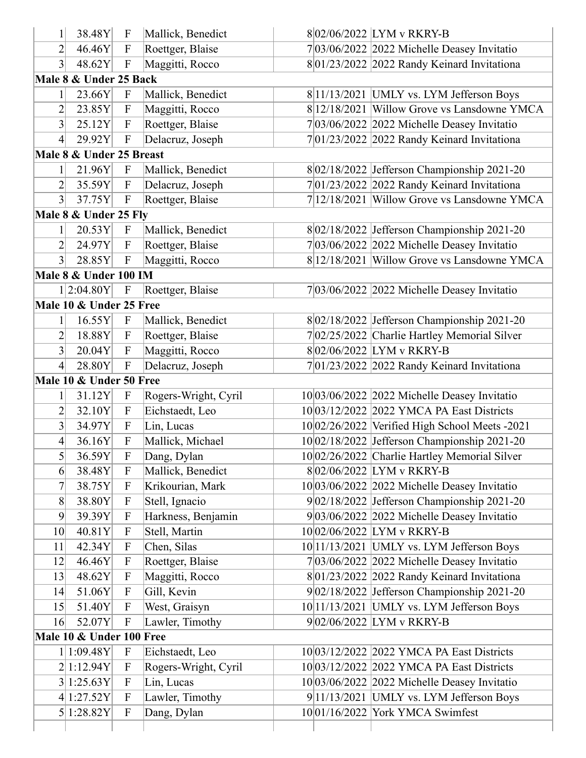| | | | | | | |
|---|---|---|---|---|---|---|
| 1 | 38.48Y | F | Mallick, Benedict | 8 | 02/06/2022 | LYM v RKRY-B |
| 2 | 46.46Y | F | Roettger, Blaise | 7 | 03/06/2022 | 2022 Michelle Deasey Invitatio |
| 3 | 48.62Y | F | Maggitti, Rocco | 8 | 01/23/2022 | 2022 Randy Keinard Invitationa |
| **Male 8 & Under 25 Back** | | | | | | |
| 1 | 23.66Y | F | Mallick, Benedict | 8 | 11/13/2021 | UMLY vs. LYM Jefferson Boys |
| 2 | 23.85Y | F | Maggitti, Rocco | 8 | 12/18/2021 | Willow Grove vs Lansdowne YMCA |
| 3 | 25.12Y | F | Roettger, Blaise | 7 | 03/06/2022 | 2022 Michelle Deasey Invitatio |
| 4 | 29.92Y | F | Delacruz, Joseph | 7 | 01/23/2022 | 2022 Randy Keinard Invitationa |
| **Male 8 & Under 25 Breast** | | | | | | |
| 1 | 21.96Y | F | Mallick, Benedict | 8 | 02/18/2022 | Jefferson Championship 2021-20 |
| 2 | 35.59Y | F | Delacruz, Joseph | 7 | 01/23/2022 | 2022 Randy Keinard Invitationa |
| 3 | 37.75Y | F | Roettger, Blaise | 7 | 12/18/2021 | Willow Grove vs Lansdowne YMCA |
| **Male 8 & Under 25 Fly** | | | | | | |
| 1 | 20.53Y | F | Mallick, Benedict | 8 | 02/18/2022 | Jefferson Championship 2021-20 |
| 2 | 24.97Y | F | Roettger, Blaise | 7 | 03/06/2022 | 2022 Michelle Deasey Invitatio |
| 3 | 28.85Y | F | Maggitti, Rocco | 8 | 12/18/2021 | Willow Grove vs Lansdowne YMCA |
| **Male 8 & Under 100 IM** | | | | | | |
| 1 | 2:04.80Y | F | Roettger, Blaise | 7 | 03/06/2022 | 2022 Michelle Deasey Invitatio |
| **Male 10 & Under 25 Free** | | | | | | |
| 1 | 16.55Y | F | Mallick, Benedict | 8 | 02/18/2022 | Jefferson Championship 2021-20 |
| 2 | 18.88Y | F | Roettger, Blaise | 7 | 02/25/2022 | Charlie Hartley Memorial Silver |
| 3 | 20.04Y | F | Maggitti, Rocco | 8 | 02/06/2022 | LYM v RKRY-B |
| 4 | 28.80Y | F | Delacruz, Joseph | 7 | 01/23/2022 | 2022 Randy Keinard Invitationa |
| **Male 10 & Under 50 Free** | | | | | | |
| 1 | 31.12Y | F | Rogers-Wright, Cyril | 10 | 03/06/2022 | 2022 Michelle Deasey Invitatio |
| 2 | 32.10Y | F | Eichstaedt, Leo | 10 | 03/12/2022 | 2022 YMCA PA East Districts |
| 3 | 34.97Y | F | Lin, Lucas | 10 | 02/26/2022 | Verified High School Meets -2021 |
| 4 | 36.16Y | F | Mallick, Michael | 10 | 02/18/2022 | Jefferson Championship 2021-20 |
| 5 | 36.59Y | F | Dang, Dylan | 10 | 02/26/2022 | Charlie Hartley Memorial Silver |
| 6 | 38.48Y | F | Mallick, Benedict | 8 | 02/06/2022 | LYM v RKRY-B |
| 7 | 38.75Y | F | Krikourian, Mark | 10 | 03/06/2022 | 2022 Michelle Deasey Invitatio |
| 8 | 38.80Y | F | Stell, Ignacio | 9 | 02/18/2022 | Jefferson Championship 2021-20 |
| 9 | 39.39Y | F | Harkness, Benjamin | 9 | 03/06/2022 | 2022 Michelle Deasey Invitatio |
| 10 | 40.81Y | F | Stell, Martin | 10 | 02/06/2022 | LYM v RKRY-B |
| 11 | 42.34Y | F | Chen, Silas | 10 | 11/13/2021 | UMLY vs. LYM Jefferson Boys |
| 12 | 46.46Y | F | Roettger, Blaise | 7 | 03/06/2022 | 2022 Michelle Deasey Invitatio |
| 13 | 48.62Y | F | Maggitti, Rocco | 8 | 01/23/2022 | 2022 Randy Keinard Invitationa |
| 14 | 51.06Y | F | Gill, Kevin | 9 | 02/18/2022 | Jefferson Championship 2021-20 |
| 15 | 51.40Y | F | West, Graisyn | 10 | 11/13/2021 | UMLY vs. LYM Jefferson Boys |
| 16 | 52.07Y | F | Lawler, Timothy | 9 | 02/06/2022 | LYM v RKRY-B |
| **Male 10 & Under 100 Free** | | | | | | |
| 1 | 1:09.48Y | F | Eichstaedt, Leo | 10 | 03/12/2022 | 2022 YMCA PA East Districts |
| 2 | 1:12.94Y | F | Rogers-Wright, Cyril | 10 | 03/12/2022 | 2022 YMCA PA East Districts |
| 3 | 1:25.63Y | F | Lin, Lucas | 10 | 03/06/2022 | 2022 Michelle Deasey Invitatio |
| 4 | 1:27.52Y | F | Lawler, Timothy | 9 | 11/13/2021 | UMLY vs. LYM Jefferson Boys |
| 5 | 1:28.82Y | F | Dang, Dylan | 10 | 01/16/2022 | York YMCA Swimfest |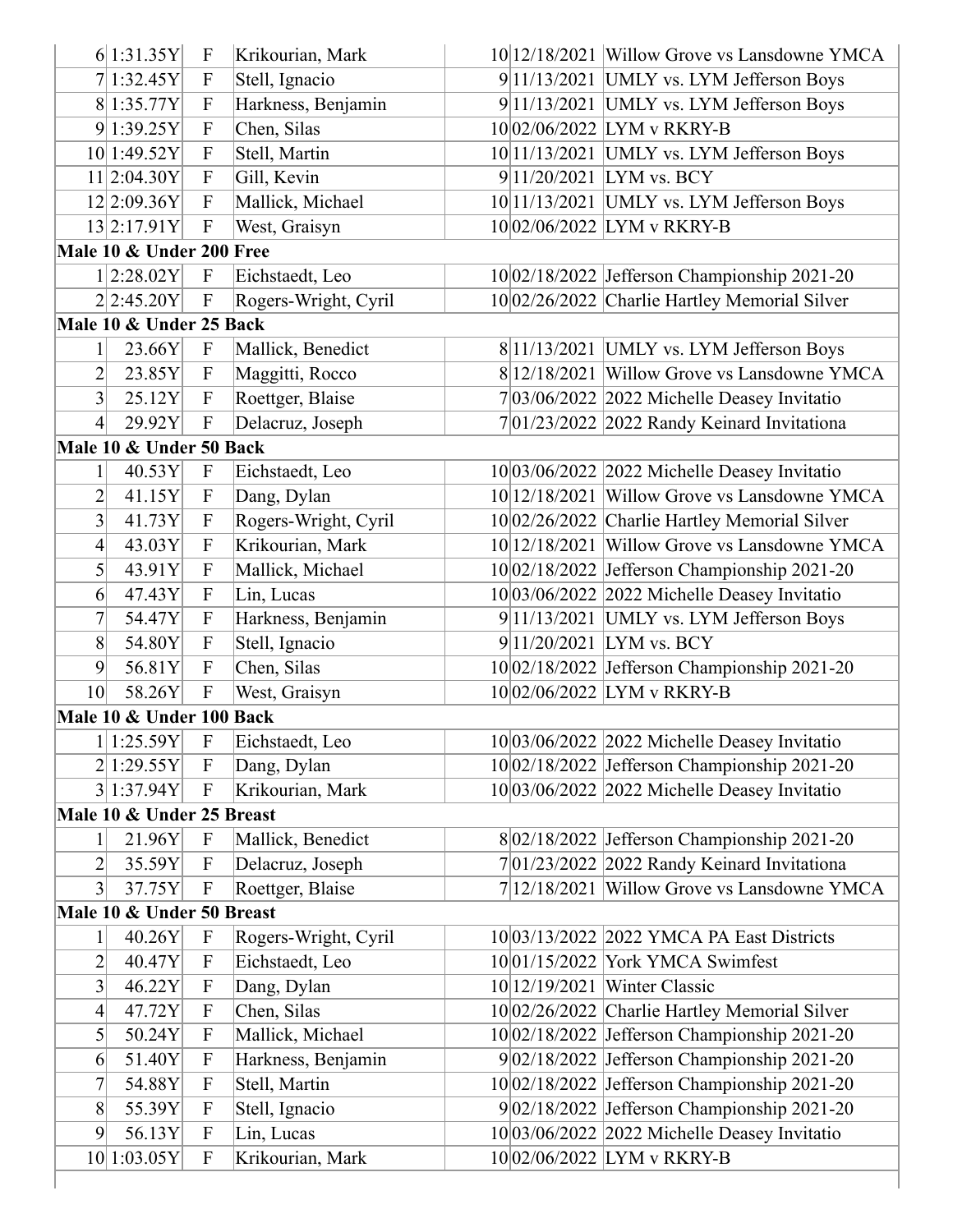| | | | | | | |
|---|---|---|---|---|---|---|
| 6 | 1:31.35Y | F | Krikourian, Mark | 10 | 12/18/2021 | Willow Grove vs Lansdowne YMCA |
| 7 | 1:32.45Y | F | Stell, Ignacio | 9 | 11/13/2021 | UMLY vs. LYM Jefferson Boys |
| 8 | 1:35.77Y | F | Harkness, Benjamin | 9 | 11/13/2021 | UMLY vs. LYM Jefferson Boys |
| 9 | 1:39.25Y | F | Chen, Silas | 10 | 02/06/2022 | LYM v RKRY-B |
| 10 | 1:49.52Y | F | Stell, Martin | 10 | 11/13/2021 | UMLY vs. LYM Jefferson Boys |
| 11 | 2:04.30Y | F | Gill, Kevin | 9 | 11/20/2021 | LYM vs. BCY |
| 12 | 2:09.36Y | F | Mallick, Michael | 10 | 11/13/2021 | UMLY vs. LYM Jefferson Boys |
| 13 | 2:17.91Y | F | West, Graisyn | 10 | 02/06/2022 | LYM v RKRY-B |
| **Male 10 & Under 200 Free** | | | | | | |
| 1 | 2:28.02Y | F | Eichstaedt, Leo | 10 | 02/18/2022 | Jefferson Championship 2021-20 |
| 2 | 2:45.20Y | F | Rogers-Wright, Cyril | 10 | 02/26/2022 | Charlie Hartley Memorial Silver |
| **Male 10 & Under 25 Back** | | | | | | |
| 1 | 23.66Y | F | Mallick, Benedict | 8 | 11/13/2021 | UMLY vs. LYM Jefferson Boys |
| 2 | 23.85Y | F | Maggitti, Rocco | 8 | 12/18/2021 | Willow Grove vs Lansdowne YMCA |
| 3 | 25.12Y | F | Roettger, Blaise | 7 | 03/06/2022 | 2022 Michelle Deasey Invitatio |
| 4 | 29.92Y | F | Delacruz, Joseph | 7 | 01/23/2022 | 2022 Randy Keinard Invitationa |
| **Male 10 & Under 50 Back** | | | | | | |
| 1 | 40.53Y | F | Eichstaedt, Leo | 10 | 03/06/2022 | 2022 Michelle Deasey Invitatio |
| 2 | 41.15Y | F | Dang, Dylan | 10 | 12/18/2021 | Willow Grove vs Lansdowne YMCA |
| 3 | 41.73Y | F | Rogers-Wright, Cyril | 10 | 02/26/2022 | Charlie Hartley Memorial Silver |
| 4 | 43.03Y | F | Krikourian, Mark | 10 | 12/18/2021 | Willow Grove vs Lansdowne YMCA |
| 5 | 43.91Y | F | Mallick, Michael | 10 | 02/18/2022 | Jefferson Championship 2021-20 |
| 6 | 47.43Y | F | Lin, Lucas | 10 | 03/06/2022 | 2022 Michelle Deasey Invitatio |
| 7 | 54.47Y | F | Harkness, Benjamin | 9 | 11/13/2021 | UMLY vs. LYM Jefferson Boys |
| 8 | 54.80Y | F | Stell, Ignacio | 9 | 11/20/2021 | LYM vs. BCY |
| 9 | 56.81Y | F | Chen, Silas | 10 | 02/18/2022 | Jefferson Championship 2021-20 |
| 10 | 58.26Y | F | West, Graisyn | 10 | 02/06/2022 | LYM v RKRY-B |
| **Male 10 & Under 100 Back** | | | | | | |
| 1 | 1:25.59Y | F | Eichstaedt, Leo | 10 | 03/06/2022 | 2022 Michelle Deasey Invitatio |
| 2 | 1:29.55Y | F | Dang, Dylan | 10 | 02/18/2022 | Jefferson Championship 2021-20 |
| 3 | 1:37.94Y | F | Krikourian, Mark | 10 | 03/06/2022 | 2022 Michelle Deasey Invitatio |
| **Male 10 & Under 25 Breast** | | | | | | |
| 1 | 21.96Y | F | Mallick, Benedict | 8 | 02/18/2022 | Jefferson Championship 2021-20 |
| 2 | 35.59Y | F | Delacruz, Joseph | 7 | 01/23/2022 | 2022 Randy Keinard Invitationa |
| 3 | 37.75Y | F | Roettger, Blaise | 7 | 12/18/2021 | Willow Grove vs Lansdowne YMCA |
| **Male 10 & Under 50 Breast** | | | | | | |
| 1 | 40.26Y | F | Rogers-Wright, Cyril | 10 | 03/13/2022 | 2022 YMCA PA East Districts |
| 2 | 40.47Y | F | Eichstaedt, Leo | 10 | 01/15/2022 | York YMCA Swimfest |
| 3 | 46.22Y | F | Dang, Dylan | 10 | 12/19/2021 | Winter Classic |
| 4 | 47.72Y | F | Chen, Silas | 10 | 02/26/2022 | Charlie Hartley Memorial Silver |
| 5 | 50.24Y | F | Mallick, Michael | 10 | 02/18/2022 | Jefferson Championship 2021-20 |
| 6 | 51.40Y | F | Harkness, Benjamin | 9 | 02/18/2022 | Jefferson Championship 2021-20 |
| 7 | 54.88Y | F | Stell, Martin | 10 | 02/18/2022 | Jefferson Championship 2021-20 |
| 8 | 55.39Y | F | Stell, Ignacio | 9 | 02/18/2022 | Jefferson Championship 2021-20 |
| 9 | 56.13Y | F | Lin, Lucas | 10 | 03/06/2022 | 2022 Michelle Deasey Invitatio |
| 10 | 1:03.05Y | F | Krikourian, Mark | 10 | 02/06/2022 | LYM v RKRY-B |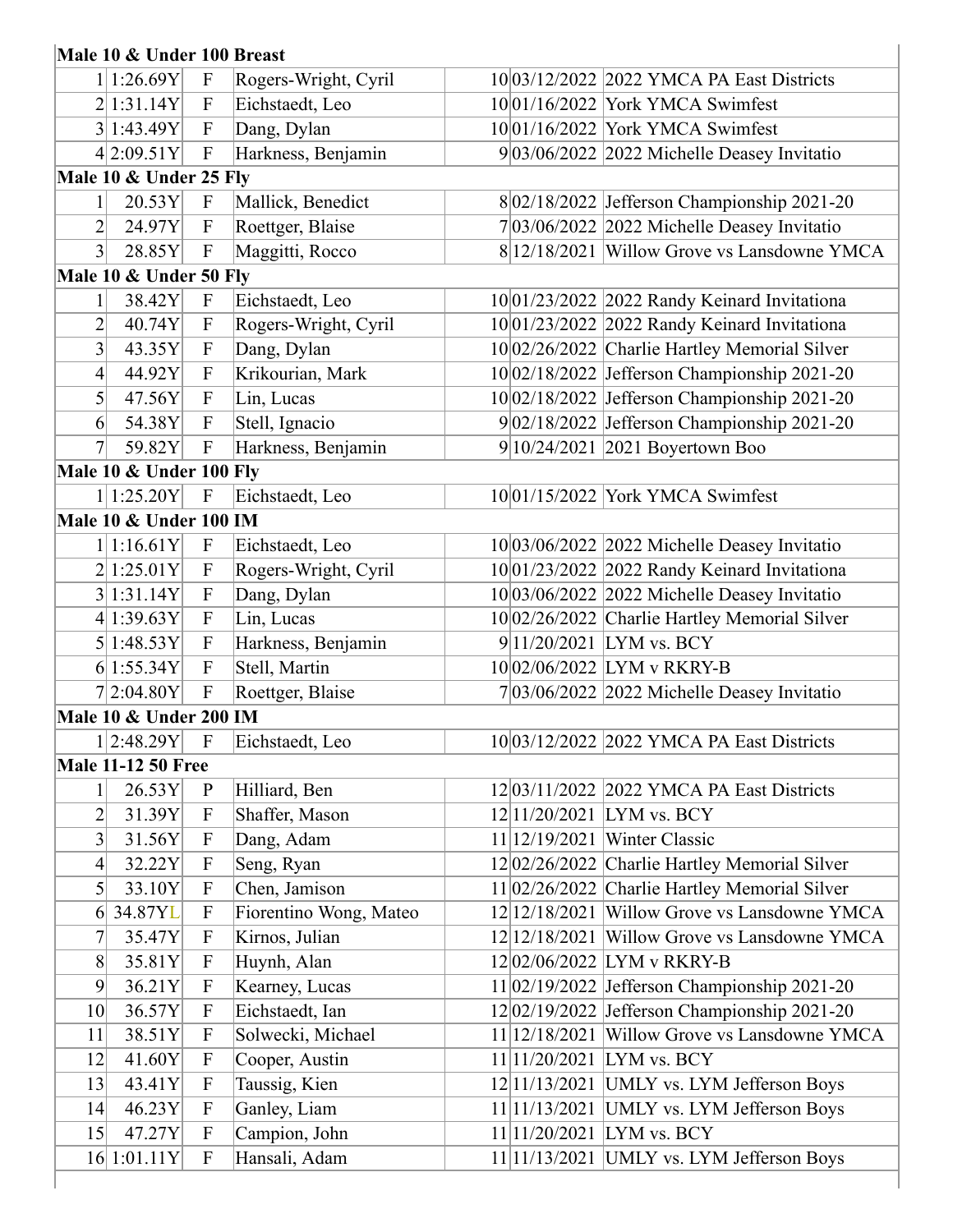| | | | | | | | |
|---|---|---|---|---|---|---|---|
| **Male 10 & Under 100 Breast** | | | | | | | |
| 1 | 1:26.69Y | F | Rogers-Wright, Cyril | | 10 | 03/12/2022 | 2022 YMCA PA East Districts |
| 2 | 1:31.14Y | F | Eichstaedt, Leo | | 10 | 01/16/2022 | York YMCA Swimfest |
| 3 | 1:43.49Y | F | Dang, Dylan | | 10 | 01/16/2022 | York YMCA Swimfest |
| 4 | 2:09.51Y | F | Harkness, Benjamin | | 9 | 03/06/2022 | 2022 Michelle Deasey Invitatio |
| **Male 10 & Under 25 Fly** | | | | | | | |
| 1 | 20.53Y | F | Mallick, Benedict | | 8 | 02/18/2022 | Jefferson Championship 2021-20 |
| 2 | 24.97Y | F | Roettger, Blaise | | 7 | 03/06/2022 | 2022 Michelle Deasey Invitatio |
| 3 | 28.85Y | F | Maggitti, Rocco | | 8 | 12/18/2021 | Willow Grove vs Lansdowne YMCA |
| **Male 10 & Under 50 Fly** | | | | | | | |
| 1 | 38.42Y | F | Eichstaedt, Leo | | 10 | 01/23/2022 | 2022 Randy Keinard Invitationa |
| 2 | 40.74Y | F | Rogers-Wright, Cyril | | 10 | 01/23/2022 | 2022 Randy Keinard Invitationa |
| 3 | 43.35Y | F | Dang, Dylan | | 10 | 02/26/2022 | Charlie Hartley Memorial Silver |
| 4 | 44.92Y | F | Krikourian, Mark | | 10 | 02/18/2022 | Jefferson Championship 2021-20 |
| 5 | 47.56Y | F | Lin, Lucas | | 10 | 02/18/2022 | Jefferson Championship 2021-20 |
| 6 | 54.38Y | F | Stell, Ignacio | | 9 | 02/18/2022 | Jefferson Championship 2021-20 |
| 7 | 59.82Y | F | Harkness, Benjamin | | 9 | 10/24/2021 | 2021 Boyertown Boo |
| **Male 10 & Under 100 Fly** | | | | | | | |
| 1 | 1:25.20Y | F | Eichstaedt, Leo | | 10 | 01/15/2022 | York YMCA Swimfest |
| **Male 10 & Under 100 IM** | | | | | | | |
| 1 | 1:16.61Y | F | Eichstaedt, Leo | | 10 | 03/06/2022 | 2022 Michelle Deasey Invitatio |
| 2 | 1:25.01Y | F | Rogers-Wright, Cyril | | 10 | 01/23/2022 | 2022 Randy Keinard Invitationa |
| 3 | 1:31.14Y | F | Dang, Dylan | | 10 | 03/06/2022 | 2022 Michelle Deasey Invitatio |
| 4 | 1:39.63Y | F | Lin, Lucas | | 10 | 02/26/2022 | Charlie Hartley Memorial Silver |
| 5 | 1:48.53Y | F | Harkness, Benjamin | | 9 | 11/20/2021 | LYM vs. BCY |
| 6 | 1:55.34Y | F | Stell, Martin | | 10 | 02/06/2022 | LYM v RKRY-B |
| 7 | 2:04.80Y | F | Roettger, Blaise | | 7 | 03/06/2022 | 2022 Michelle Deasey Invitatio |
| **Male 10 & Under 200 IM** | | | | | | | |
| 1 | 2:48.29Y | F | Eichstaedt, Leo | | 10 | 03/12/2022 | 2022 YMCA PA East Districts |
| **Male 11-12 50 Free** | | | | | | | |
| 1 | 26.53Y | P | Hilliard, Ben | | 12 | 03/11/2022 | 2022 YMCA PA East Districts |
| 2 | 31.39Y | F | Shaffer, Mason | | 12 | 11/20/2021 | LYM vs. BCY |
| 3 | 31.56Y | F | Dang, Adam | | 11 | 12/19/2021 | Winter Classic |
| 4 | 32.22Y | F | Seng, Ryan | | 12 | 02/26/2022 | Charlie Hartley Memorial Silver |
| 5 | 33.10Y | F | Chen, Jamison | | 11 | 02/26/2022 | Charlie Hartley Memorial Silver |
| 6 | 34.87YL | F | Fiorentino Wong, Mateo | | 12 | 12/18/2021 | Willow Grove vs Lansdowne YMCA |
| 7 | 35.47Y | F | Kirnos, Julian | | 12 | 12/18/2021 | Willow Grove vs Lansdowne YMCA |
| 8 | 35.81Y | F | Huynh, Alan | | 12 | 02/06/2022 | LYM v RKRY-B |
| 9 | 36.21Y | F | Kearney, Lucas | | 11 | 02/19/2022 | Jefferson Championship 2021-20 |
| 10 | 36.57Y | F | Eichstaedt, Ian | | 12 | 02/19/2022 | Jefferson Championship 2021-20 |
| 11 | 38.51Y | F | Solwecki, Michael | | 11 | 12/18/2021 | Willow Grove vs Lansdowne YMCA |
| 12 | 41.60Y | F | Cooper, Austin | | 11 | 11/20/2021 | LYM vs. BCY |
| 13 | 43.41Y | F | Taussig, Kien | | 12 | 11/13/2021 | UMLY vs. LYM Jefferson Boys |
| 14 | 46.23Y | F | Ganley, Liam | | 11 | 11/13/2021 | UMLY vs. LYM Jefferson Boys |
| 15 | 47.27Y | F | Campion, John | | 11 | 11/20/2021 | LYM vs. BCY |
| 16 | 1:01.11Y | F | Hansali, Adam | | 11 | 11/13/2021 | UMLY vs. LYM Jefferson Boys |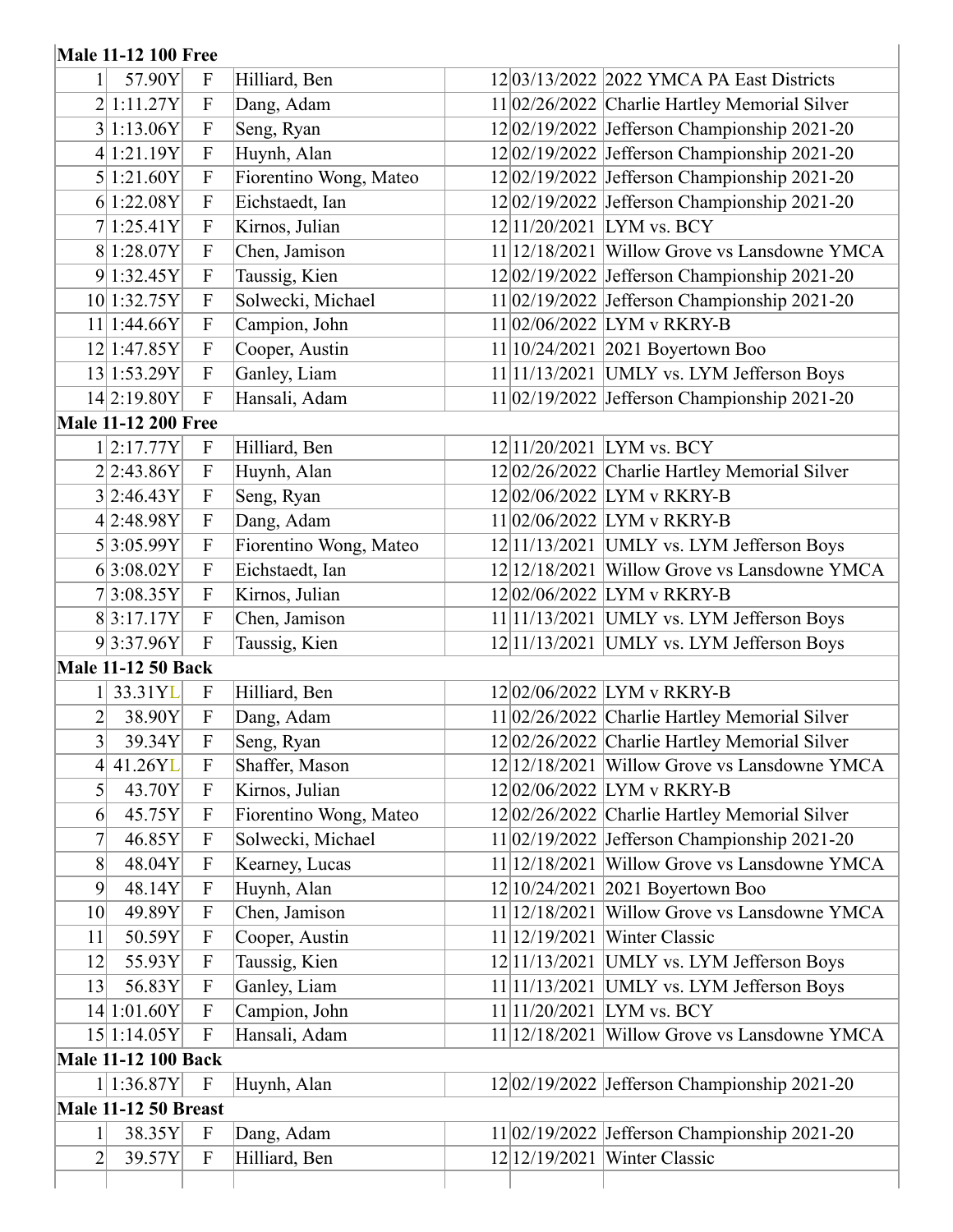| | | | | | | | |
|---|---|---|---|---|---|---|---|
| **Male 11-12 100 Free** | | | | | | | |
| 1 | 57.90Y | F | Hilliard, Ben | | 12 | 03/13/2022 | 2022 YMCA PA East Districts |
| 2 | 1:11.27Y | F | Dang, Adam | | 11 | 02/26/2022 | Charlie Hartley Memorial Silver |
| 3 | 1:13.06Y | F | Seng, Ryan | | 12 | 02/19/2022 | Jefferson Championship 2021-20 |
| 4 | 1:21.19Y | F | Huynh, Alan | | 12 | 02/19/2022 | Jefferson Championship 2021-20 |
| 5 | 1:21.60Y | F | Fiorentino Wong, Mateo | | 12 | 02/19/2022 | Jefferson Championship 2021-20 |
| 6 | 1:22.08Y | F | Eichstaedt, Ian | | 12 | 02/19/2022 | Jefferson Championship 2021-20 |
| 7 | 1:25.41Y | F | Kirnos, Julian | | 12 | 11/20/2021 | LYM vs. BCY |
| 8 | 1:28.07Y | F | Chen, Jamison | | 11 | 12/18/2021 | Willow Grove vs Lansdowne YMCA |
| 9 | 1:32.45Y | F | Taussig, Kien | | 12 | 02/19/2022 | Jefferson Championship 2021-20 |
| 10 | 1:32.75Y | F | Solwecki, Michael | | 11 | 02/19/2022 | Jefferson Championship 2021-20 |
| 11 | 1:44.66Y | F | Campion, John | | 11 | 02/06/2022 | LYM v RKRY-B |
| 12 | 1:47.85Y | F | Cooper, Austin | | 11 | 10/24/2021 | 2021 Boyertown Boo |
| 13 | 1:53.29Y | F | Ganley, Liam | | 11 | 11/13/2021 | UMLY vs. LYM Jefferson Boys |
| 14 | 2:19.80Y | F | Hansali, Adam | | 11 | 02/19/2022 | Jefferson Championship 2021-20 |
| **Male 11-12 200 Free** | | | | | | | |
| 1 | 2:17.77Y | F | Hilliard, Ben | | 12 | 11/20/2021 | LYM vs. BCY |
| 2 | 2:43.86Y | F | Huynh, Alan | | 12 | 02/26/2022 | Charlie Hartley Memorial Silver |
| 3 | 2:46.43Y | F | Seng, Ryan | | 12 | 02/06/2022 | LYM v RKRY-B |
| 4 | 2:48.98Y | F | Dang, Adam | | 11 | 02/06/2022 | LYM v RKRY-B |
| 5 | 3:05.99Y | F | Fiorentino Wong, Mateo | | 12 | 11/13/2021 | UMLY vs. LYM Jefferson Boys |
| 6 | 3:08.02Y | F | Eichstaedt, Ian | | 12 | 12/18/2021 | Willow Grove vs Lansdowne YMCA |
| 7 | 3:08.35Y | F | Kirnos, Julian | | 12 | 02/06/2022 | LYM v RKRY-B |
| 8 | 3:17.17Y | F | Chen, Jamison | | 11 | 11/13/2021 | UMLY vs. LYM Jefferson Boys |
| 9 | 3:37.96Y | F | Taussig, Kien | | 12 | 11/13/2021 | UMLY vs. LYM Jefferson Boys |
| **Male 11-12 50 Back** | | | | | | | |
| 1 | 33.31YL | F | Hilliard, Ben | | 12 | 02/06/2022 | LYM v RKRY-B |
| 2 | 38.90Y | F | Dang, Adam | | 11 | 02/26/2022 | Charlie Hartley Memorial Silver |
| 3 | 39.34Y | F | Seng, Ryan | | 12 | 02/26/2022 | Charlie Hartley Memorial Silver |
| 4 | 41.26YL | F | Shaffer, Mason | | 12 | 12/18/2021 | Willow Grove vs Lansdowne YMCA |
| 5 | 43.70Y | F | Kirnos, Julian | | 12 | 02/06/2022 | LYM v RKRY-B |
| 6 | 45.75Y | F | Fiorentino Wong, Mateo | | 12 | 02/26/2022 | Charlie Hartley Memorial Silver |
| 7 | 46.85Y | F | Solwecki, Michael | | 11 | 02/19/2022 | Jefferson Championship 2021-20 |
| 8 | 48.04Y | F | Kearney, Lucas | | 11 | 12/18/2021 | Willow Grove vs Lansdowne YMCA |
| 9 | 48.14Y | F | Huynh, Alan | | 12 | 10/24/2021 | 2021 Boyertown Boo |
| 10 | 49.89Y | F | Chen, Jamison | | 11 | 12/18/2021 | Willow Grove vs Lansdowne YMCA |
| 11 | 50.59Y | F | Cooper, Austin | | 11 | 12/19/2021 | Winter Classic |
| 12 | 55.93Y | F | Taussig, Kien | | 12 | 11/13/2021 | UMLY vs. LYM Jefferson Boys |
| 13 | 56.83Y | F | Ganley, Liam | | 11 | 11/13/2021 | UMLY vs. LYM Jefferson Boys |
| 14 | 1:01.60Y | F | Campion, John | | 11 | 11/20/2021 | LYM vs. BCY |
| 15 | 1:14.05Y | F | Hansali, Adam | | 11 | 12/18/2021 | Willow Grove vs Lansdowne YMCA |
| **Male 11-12 100 Back** | | | | | | | |
| 1 | 1:36.87Y | F | Huynh, Alan | | 12 | 02/19/2022 | Jefferson Championship 2021-20 |
| **Male 11-12 50 Breast** | | | | | | | |
| 1 | 38.35Y | F | Dang, Adam | | 11 | 02/19/2022 | Jefferson Championship 2021-20 |
| 2 | 39.57Y | F | Hilliard, Ben | | 12 | 12/19/2021 | Winter Classic |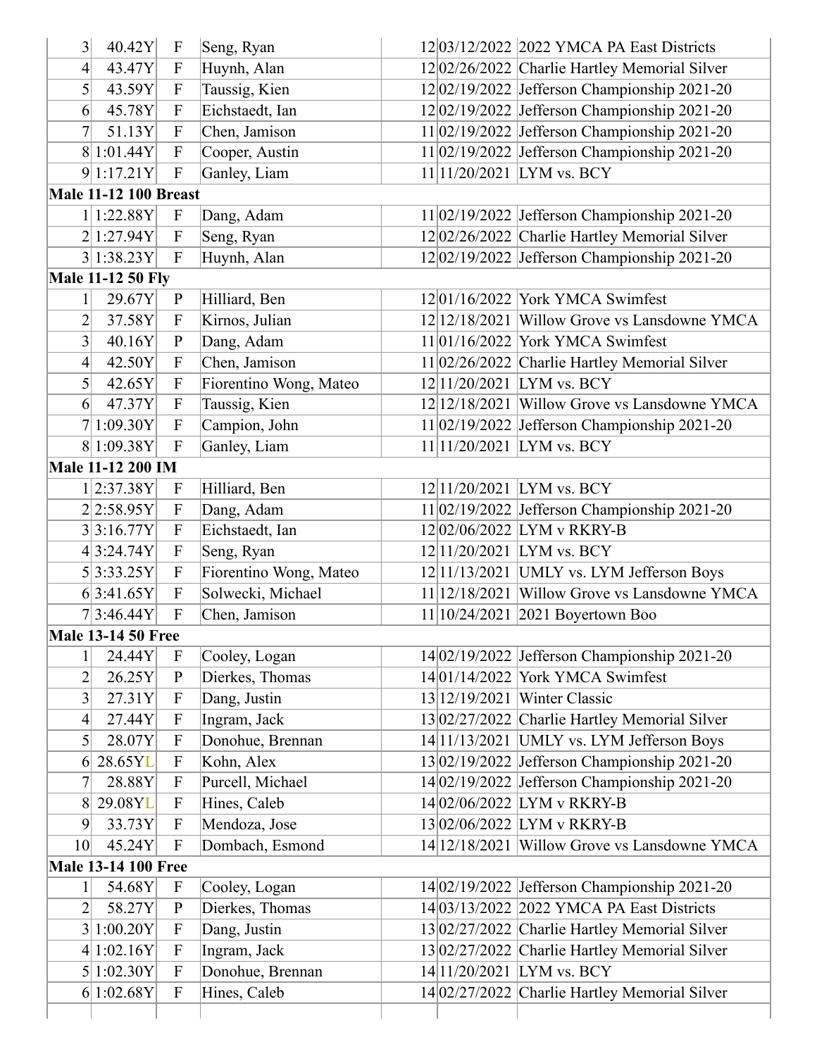| | | | | | | |
|---|---|---|---|---|---|---|
| 3 | 40.42Y | F | Seng, Ryan | 12 | 03/12/2022 | 2022 YMCA PA East Districts |
| 4 | 43.47Y | F | Huynh, Alan | 12 | 02/26/2022 | Charlie Hartley Memorial Silver |
| 5 | 43.59Y | F | Taussig, Kien | 12 | 02/19/2022 | Jefferson Championship 2021-20 |
| 6 | 45.78Y | F | Eichstaedt, Ian | 12 | 02/19/2022 | Jefferson Championship 2021-20 |
| 7 | 51.13Y | F | Chen, Jamison | 11 | 02/19/2022 | Jefferson Championship 2021-20 |
| 8 | 1:01.44Y | F | Cooper, Austin | 11 | 02/19/2022 | Jefferson Championship 2021-20 |
| 9 | 1:17.21Y | F | Ganley, Liam | 11 | 11/20/2021 | LYM vs. BCY |
| **Male 11-12 100 Breast** | | | | | | |
| 1 | 1:22.88Y | F | Dang, Adam | 11 | 02/19/2022 | Jefferson Championship 2021-20 |
| 2 | 1:27.94Y | F | Seng, Ryan | 12 | 02/26/2022 | Charlie Hartley Memorial Silver |
| 3 | 1:38.23Y | F | Huynh, Alan | 12 | 02/19/2022 | Jefferson Championship 2021-20 |
| **Male 11-12 50 Fly** | | | | | | |
| 1 | 29.67Y | P | Hilliard, Ben | 12 | 01/16/2022 | York YMCA Swimfest |
| 2 | 37.58Y | F | Kirnos, Julian | 12 | 12/18/2021 | Willow Grove vs Lansdowne YMCA |
| 3 | 40.16Y | P | Dang, Adam | 11 | 01/16/2022 | York YMCA Swimfest |
| 4 | 42.50Y | F | Chen, Jamison | 11 | 02/26/2022 | Charlie Hartley Memorial Silver |
| 5 | 42.65Y | F | Fiorentino Wong, Mateo | 12 | 11/20/2021 | LYM vs. BCY |
| 6 | 47.37Y | F | Taussig, Kien | 12 | 12/18/2021 | Willow Grove vs Lansdowne YMCA |
| 7 | 1:09.30Y | F | Campion, John | 11 | 02/19/2022 | Jefferson Championship 2021-20 |
| 8 | 1:09.38Y | F | Ganley, Liam | 11 | 11/20/2021 | LYM vs. BCY |
| **Male 11-12 200 IM** | | | | | | |
| 1 | 2:37.38Y | F | Hilliard, Ben | 12 | 11/20/2021 | LYM vs. BCY |
| 2 | 2:58.95Y | F | Dang, Adam | 11 | 02/19/2022 | Jefferson Championship 2021-20 |
| 3 | 3:16.77Y | F | Eichstaedt, Ian | 12 | 02/06/2022 | LYM v RKRY-B |
| 4 | 3:24.74Y | F | Seng, Ryan | 12 | 11/20/2021 | LYM vs. BCY |
| 5 | 3:33.25Y | F | Fiorentino Wong, Mateo | 12 | 11/13/2021 | UMLY vs. LYM Jefferson Boys |
| 6 | 3:41.65Y | F | Solwecki, Michael | 11 | 12/18/2021 | Willow Grove vs Lansdowne YMCA |
| 7 | 3:46.44Y | F | Chen, Jamison | 11 | 10/24/2021 | 2021 Boyertown Boo |
| **Male 13-14 50 Free** | | | | | | |
| 1 | 24.44Y | F | Cooley, Logan | 14 | 02/19/2022 | Jefferson Championship 2021-20 |
| 2 | 26.25Y | P | Dierkes, Thomas | 14 | 01/14/2022 | York YMCA Swimfest |
| 3 | 27.31Y | F | Dang, Justin | 13 | 12/19/2021 | Winter Classic |
| 4 | 27.44Y | F | Ingram, Jack | 13 | 02/27/2022 | Charlie Hartley Memorial Silver |
| 5 | 28.07Y | F | Donohue, Brennan | 14 | 11/13/2021 | UMLY vs. LYM Jefferson Boys |
| 6 | 28.65YL | F | Kohn, Alex | 13 | 02/19/2022 | Jefferson Championship 2021-20 |
| 7 | 28.88Y | F | Purcell, Michael | 14 | 02/19/2022 | Jefferson Championship 2021-20 |
| 8 | 29.08YL | F | Hines, Caleb | 14 | 02/06/2022 | LYM v RKRY-B |
| 9 | 33.73Y | F | Mendoza, Jose | 13 | 02/06/2022 | LYM v RKRY-B |
| 10 | 45.24Y | F | Dombach, Esmond | 14 | 12/18/2021 | Willow Grove vs Lansdowne YMCA |
| **Male 13-14 100 Free** | | | | | | |
| 1 | 54.68Y | F | Cooley, Logan | 14 | 02/19/2022 | Jefferson Championship 2021-20 |
| 2 | 58.27Y | P | Dierkes, Thomas | 14 | 03/13/2022 | 2022 YMCA PA East Districts |
| 3 | 1:00.20Y | F | Dang, Justin | 13 | 02/27/2022 | Charlie Hartley Memorial Silver |
| 4 | 1:02.16Y | F | Ingram, Jack | 13 | 02/27/2022 | Charlie Hartley Memorial Silver |
| 5 | 1:02.30Y | F | Donohue, Brennan | 14 | 11/20/2021 | LYM vs. BCY |
| 6 | 1:02.68Y | F | Hines, Caleb | 14 | 02/27/2022 | Charlie Hartley Memorial Silver |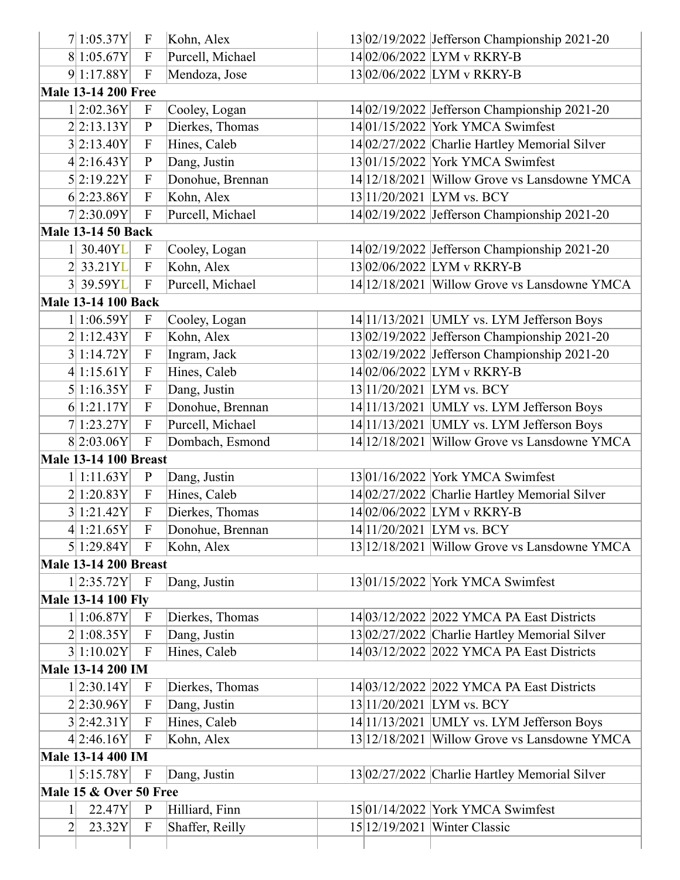| | | | | | | |
|---|---|---|---|---|---|---|
| 7 | 1:05.37Y | F | Kohn, Alex | 13 | 02/19/2022 | Jefferson Championship 2021-20 |
| 8 | 1:05.67Y | F | Purcell, Michael | 14 | 02/06/2022 | LYM v RKRY-B |
| 9 | 1:17.88Y | F | Mendoza, Jose | 13 | 02/06/2022 | LYM v RKRY-B |
| **Male 13-14 200 Free** | | | | | | |
| 1 | 2:02.36Y | F | Cooley, Logan | 14 | 02/19/2022 | Jefferson Championship 2021-20 |
| 2 | 2:13.13Y | P | Dierkes, Thomas | 14 | 01/15/2022 | York YMCA Swimfest |
| 3 | 2:13.40Y | F | Hines, Caleb | 14 | 02/27/2022 | Charlie Hartley Memorial Silver |
| 4 | 2:16.43Y | P | Dang, Justin | 13 | 01/15/2022 | York YMCA Swimfest |
| 5 | 2:19.22Y | F | Donohue, Brennan | 14 | 12/18/2021 | Willow Grove vs Lansdowne YMCA |
| 6 | 2:23.86Y | F | Kohn, Alex | 13 | 11/20/2021 | LYM vs. BCY |
| 7 | 2:30.09Y | F | Purcell, Michael | 14 | 02/19/2022 | Jefferson Championship 2021-20 |
| **Male 13-14 50 Back** | | | | | | |
| 1 | 30.40YL | F | Cooley, Logan | 14 | 02/19/2022 | Jefferson Championship 2021-20 |
| 2 | 33.21YL | F | Kohn, Alex | 13 | 02/06/2022 | LYM v RKRY-B |
| 3 | 39.59YL | F | Purcell, Michael | 14 | 12/18/2021 | Willow Grove vs Lansdowne YMCA |
| **Male 13-14 100 Back** | | | | | | |
| 1 | 1:06.59Y | F | Cooley, Logan | 14 | 11/13/2021 | UMLY vs. LYM Jefferson Boys |
| 2 | 1:12.43Y | F | Kohn, Alex | 13 | 02/19/2022 | Jefferson Championship 2021-20 |
| 3 | 1:14.72Y | F | Ingram, Jack | 13 | 02/19/2022 | Jefferson Championship 2021-20 |
| 4 | 1:15.61Y | F | Hines, Caleb | 14 | 02/06/2022 | LYM v RKRY-B |
| 5 | 1:16.35Y | F | Dang, Justin | 13 | 11/20/2021 | LYM vs. BCY |
| 6 | 1:21.17Y | F | Donohue, Brennan | 14 | 11/13/2021 | UMLY vs. LYM Jefferson Boys |
| 7 | 1:23.27Y | F | Purcell, Michael | 14 | 11/13/2021 | UMLY vs. LYM Jefferson Boys |
| 8 | 2:03.06Y | F | Dombach, Esmond | 14 | 12/18/2021 | Willow Grove vs Lansdowne YMCA |
| **Male 13-14 100 Breast** | | | | | | |
| 1 | 1:11.63Y | P | Dang, Justin | 13 | 01/16/2022 | York YMCA Swimfest |
| 2 | 1:20.83Y | F | Hines, Caleb | 14 | 02/27/2022 | Charlie Hartley Memorial Silver |
| 3 | 1:21.42Y | F | Dierkes, Thomas | 14 | 02/06/2022 | LYM v RKRY-B |
| 4 | 1:21.65Y | F | Donohue, Brennan | 14 | 11/20/2021 | LYM vs. BCY |
| 5 | 1:29.84Y | F | Kohn, Alex | 13 | 12/18/2021 | Willow Grove vs Lansdowne YMCA |
| **Male 13-14 200 Breast** | | | | | | |
| 1 | 2:35.72Y | F | Dang, Justin | 13 | 01/15/2022 | York YMCA Swimfest |
| **Male 13-14 100 Fly** | | | | | | |
| 1 | 1:06.87Y | F | Dierkes, Thomas | 14 | 03/12/2022 | 2022 YMCA PA East Districts |
| 2 | 1:08.35Y | F | Dang, Justin | 13 | 02/27/2022 | Charlie Hartley Memorial Silver |
| 3 | 1:10.02Y | F | Hines, Caleb | 14 | 03/12/2022 | 2022 YMCA PA East Districts |
| **Male 13-14 200 IM** | | | | | | |
| 1 | 2:30.14Y | F | Dierkes, Thomas | 14 | 03/12/2022 | 2022 YMCA PA East Districts |
| 2 | 2:30.96Y | F | Dang, Justin | 13 | 11/20/2021 | LYM vs. BCY |
| 3 | 2:42.31Y | F | Hines, Caleb | 14 | 11/13/2021 | UMLY vs. LYM Jefferson Boys |
| 4 | 2:46.16Y | F | Kohn, Alex | 13 | 12/18/2021 | Willow Grove vs Lansdowne YMCA |
| **Male 13-14 400 IM** | | | | | | |
| 1 | 5:15.78Y | F | Dang, Justin | 13 | 02/27/2022 | Charlie Hartley Memorial Silver |
| **Male 15 & Over 50 Free** | | | | | | |
| 1 | 22.47Y | P | Hilliard, Finn | 15 | 01/14/2022 | York YMCA Swimfest |
| 2 | 23.32Y | F | Shaffer, Reilly | 15 | 12/19/2021 | Winter Classic |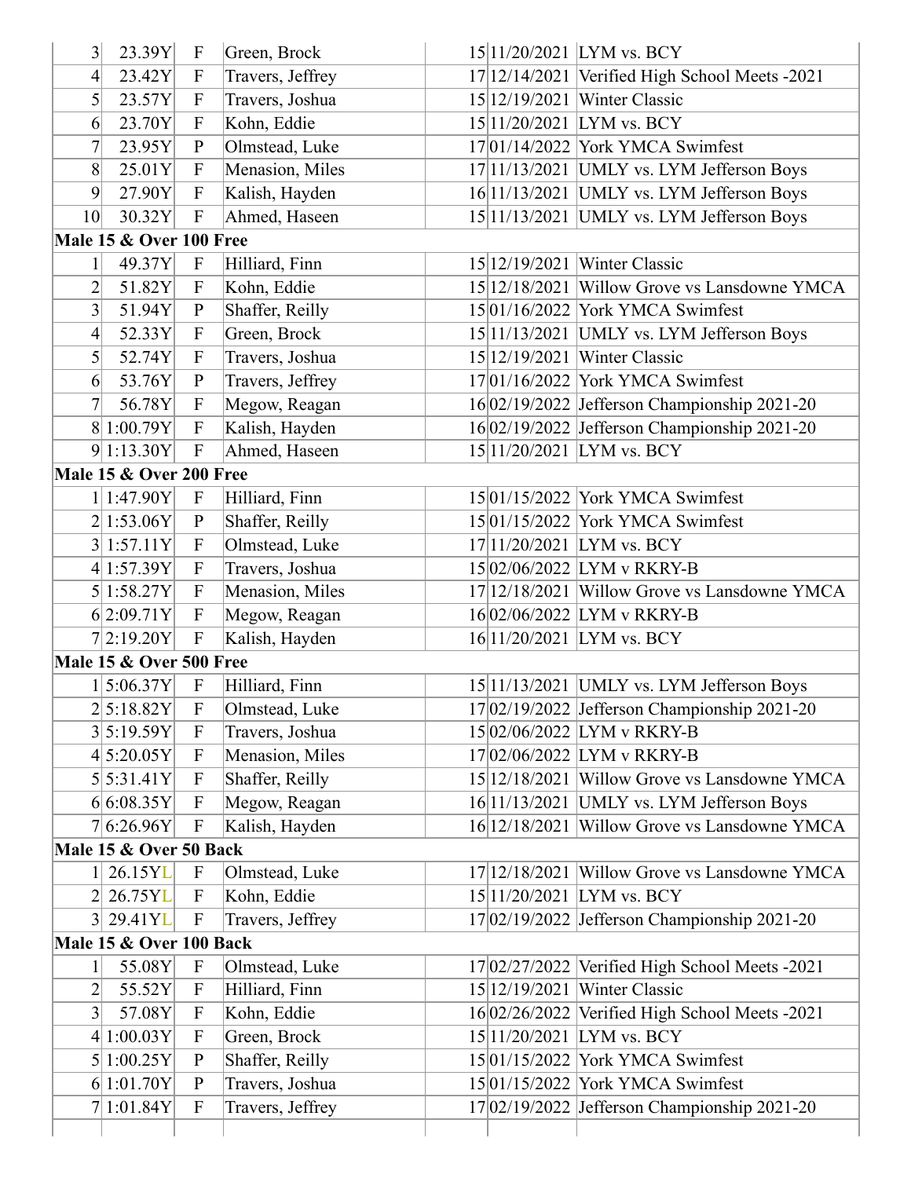| | | | | | | |
|---|---|---|---|---|---|---|
| 3 | 23.39Y | F | Green, Brock | 15 | 11/20/2021 | LYM vs. BCY |
| 4 | 23.42Y | F | Travers, Jeffrey | 17 | 12/14/2021 | Verified High School Meets -2021 |
| 5 | 23.57Y | F | Travers, Joshua | 15 | 12/19/2021 | Winter Classic |
| 6 | 23.70Y | F | Kohn, Eddie | 15 | 11/20/2021 | LYM vs. BCY |
| 7 | 23.95Y | P | Olmstead, Luke | 17 | 01/14/2022 | York YMCA Swimfest |
| 8 | 25.01Y | F | Menasion, Miles | 17 | 11/13/2021 | UMLY vs. LYM Jefferson Boys |
| 9 | 27.90Y | F | Kalish, Hayden | 16 | 11/13/2021 | UMLY vs. LYM Jefferson Boys |
| 10 | 30.32Y | F | Ahmed, Haseen | 15 | 11/13/2021 | UMLY vs. LYM Jefferson Boys |
| **Male 15 & Over 100 Free** | | | | | | |
| 1 | 49.37Y | F | Hilliard, Finn | 15 | 12/19/2021 | Winter Classic |
| 2 | 51.82Y | F | Kohn, Eddie | 15 | 12/18/2021 | Willow Grove vs Lansdowne YMCA |
| 3 | 51.94Y | P | Shaffer, Reilly | 15 | 01/16/2022 | York YMCA Swimfest |
| 4 | 52.33Y | F | Green, Brock | 15 | 11/13/2021 | UMLY vs. LYM Jefferson Boys |
| 5 | 52.74Y | F | Travers, Joshua | 15 | 12/19/2021 | Winter Classic |
| 6 | 53.76Y | P | Travers, Jeffrey | 17 | 01/16/2022 | York YMCA Swimfest |
| 7 | 56.78Y | F | Megow, Reagan | 16 | 02/19/2022 | Jefferson Championship 2021-20 |
| 8 | 1:00.79Y | F | Kalish, Hayden | 16 | 02/19/2022 | Jefferson Championship 2021-20 |
| 9 | 1:13.30Y | F | Ahmed, Haseen | 15 | 11/20/2021 | LYM vs. BCY |
| **Male 15 & Over 200 Free** | | | | | | |
| 1 | 1:47.90Y | F | Hilliard, Finn | 15 | 01/15/2022 | York YMCA Swimfest |
| 2 | 1:53.06Y | P | Shaffer, Reilly | 15 | 01/15/2022 | York YMCA Swimfest |
| 3 | 1:57.11Y | F | Olmstead, Luke | 17 | 11/20/2021 | LYM vs. BCY |
| 4 | 1:57.39Y | F | Travers, Joshua | 15 | 02/06/2022 | LYM v RKRY-B |
| 5 | 1:58.27Y | F | Menasion, Miles | 17 | 12/18/2021 | Willow Grove vs Lansdowne YMCA |
| 6 | 2:09.71Y | F | Megow, Reagan | 16 | 02/06/2022 | LYM v RKRY-B |
| 7 | 2:19.20Y | F | Kalish, Hayden | 16 | 11/20/2021 | LYM vs. BCY |
| **Male 15 & Over 500 Free** | | | | | | |
| 1 | 5:06.37Y | F | Hilliard, Finn | 15 | 11/13/2021 | UMLY vs. LYM Jefferson Boys |
| 2 | 5:18.82Y | F | Olmstead, Luke | 17 | 02/19/2022 | Jefferson Championship 2021-20 |
| 3 | 5:19.59Y | F | Travers, Joshua | 15 | 02/06/2022 | LYM v RKRY-B |
| 4 | 5:20.05Y | F | Menasion, Miles | 17 | 02/06/2022 | LYM v RKRY-B |
| 5 | 5:31.41Y | F | Shaffer, Reilly | 15 | 12/18/2021 | Willow Grove vs Lansdowne YMCA |
| 6 | 6:08.35Y | F | Megow, Reagan | 16 | 11/13/2021 | UMLY vs. LYM Jefferson Boys |
| 7 | 6:26.96Y | F | Kalish, Hayden | 16 | 12/18/2021 | Willow Grove vs Lansdowne YMCA |
| **Male 15 & Over 50 Back** | | | | | | |
| 1 | 26.15YL | F | Olmstead, Luke | 17 | 12/18/2021 | Willow Grove vs Lansdowne YMCA |
| 2 | 26.75YL | F | Kohn, Eddie | 15 | 11/20/2021 | LYM vs. BCY |
| 3 | 29.41YL | F | Travers, Jeffrey | 17 | 02/19/2022 | Jefferson Championship 2021-20 |
| **Male 15 & Over 100 Back** | | | | | | |
| 1 | 55.08Y | F | Olmstead, Luke | 17 | 02/27/2022 | Verified High School Meets -2021 |
| 2 | 55.52Y | F | Hilliard, Finn | 15 | 12/19/2021 | Winter Classic |
| 3 | 57.08Y | F | Kohn, Eddie | 16 | 02/26/2022 | Verified High School Meets -2021 |
| 4 | 1:00.03Y | F | Green, Brock | 15 | 11/20/2021 | LYM vs. BCY |
| 5 | 1:00.25Y | P | Shaffer, Reilly | 15 | 01/15/2022 | York YMCA Swimfest |
| 6 | 1:01.70Y | P | Travers, Joshua | 15 | 01/15/2022 | York YMCA Swimfest |
| 7 | 1:01.84Y | F | Travers, Jeffrey | 17 | 02/19/2022 | Jefferson Championship 2021-20 |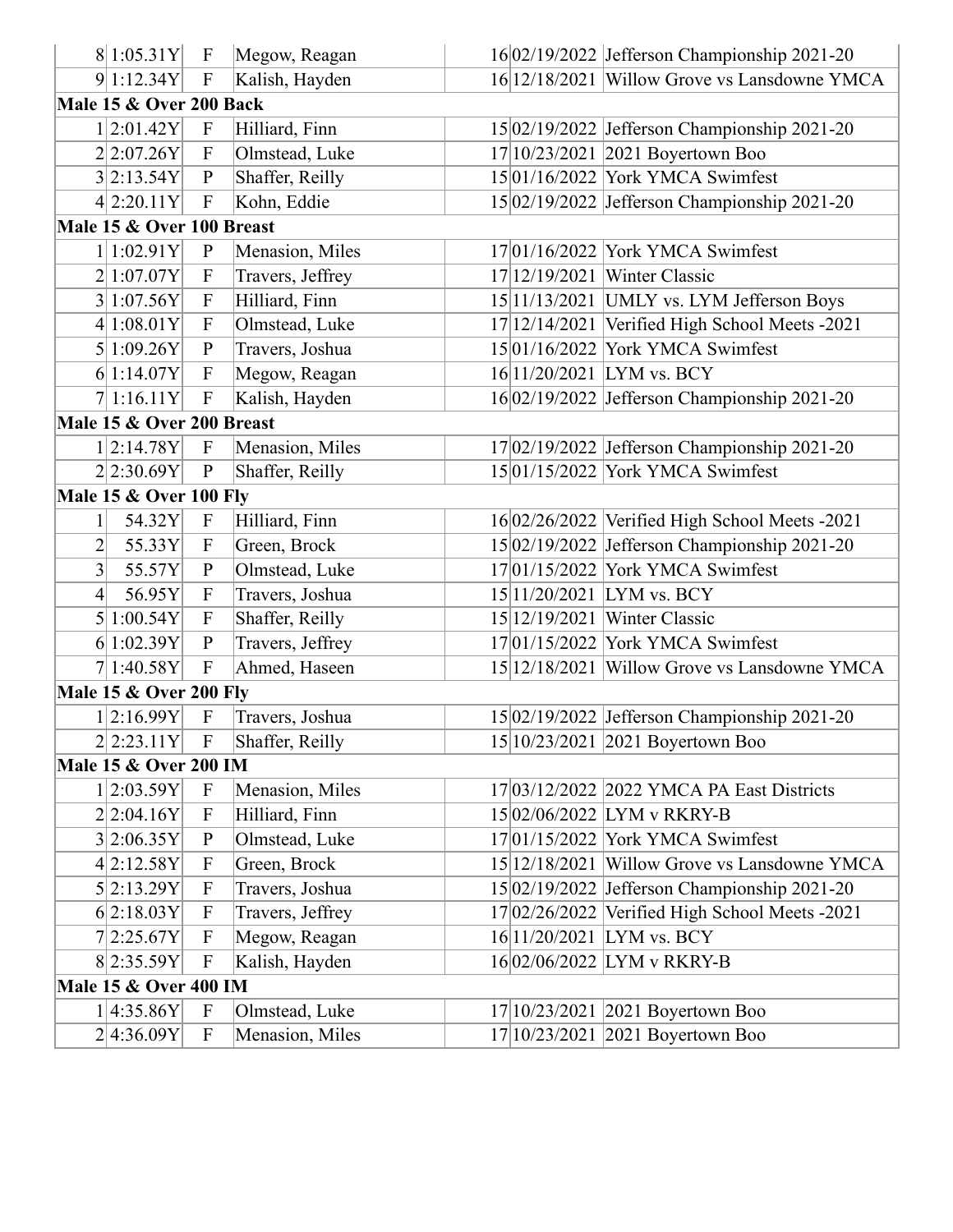| | | | | | | | |
|---|---|---|---|---|---|---|---|
| 8 | 1:05.31Y | F | Megow, Reagan | | 16 | 02/19/2022 | Jefferson Championship 2021-20 |
| 9 | 1:12.34Y | F | Kalish, Hayden | | 16 | 12/18/2021 | Willow Grove vs Lansdowne YMCA |
| **Male 15 & Over 200 Back** | | | | | | | |
| 1 | 2:01.42Y | F | Hilliard, Finn | | 15 | 02/19/2022 | Jefferson Championship 2021-20 |
| 2 | 2:07.26Y | F | Olmstead, Luke | | 17 | 10/23/2021 | 2021 Boyertown Boo |
| 3 | 2:13.54Y | P | Shaffer, Reilly | | 15 | 01/16/2022 | York YMCA Swimfest |
| 4 | 2:20.11Y | F | Kohn, Eddie | | 15 | 02/19/2022 | Jefferson Championship 2021-20 |
| **Male 15 & Over 100 Breast** | | | | | | | |
| 1 | 1:02.91Y | P | Menasion, Miles | | 17 | 01/16/2022 | York YMCA Swimfest |
| 2 | 1:07.07Y | F | Travers, Jeffrey | | 17 | 12/19/2021 | Winter Classic |
| 3 | 1:07.56Y | F | Hilliard, Finn | | 15 | 11/13/2021 | UMLY vs. LYM Jefferson Boys |
| 4 | 1:08.01Y | F | Olmstead, Luke | | 17 | 12/14/2021 | Verified High School Meets -2021 |
| 5 | 1:09.26Y | P | Travers, Joshua | | 15 | 01/16/2022 | York YMCA Swimfest |
| 6 | 1:14.07Y | F | Megow, Reagan | | 16 | 11/20/2021 | LYM vs. BCY |
| 7 | 1:16.11Y | F | Kalish, Hayden | | 16 | 02/19/2022 | Jefferson Championship 2021-20 |
| **Male 15 & Over 200 Breast** | | | | | | | |
| 1 | 2:14.78Y | F | Menasion, Miles | | 17 | 02/19/2022 | Jefferson Championship 2021-20 |
| 2 | 2:30.69Y | P | Shaffer, Reilly | | 15 | 01/15/2022 | York YMCA Swimfest |
| **Male 15 & Over 100 Fly** | | | | | | | |
| 1 | 54.32Y | F | Hilliard, Finn | | 16 | 02/26/2022 | Verified High School Meets -2021 |
| 2 | 55.33Y | F | Green, Brock | | 15 | 02/19/2022 | Jefferson Championship 2021-20 |
| 3 | 55.57Y | P | Olmstead, Luke | | 17 | 01/15/2022 | York YMCA Swimfest |
| 4 | 56.95Y | F | Travers, Joshua | | 15 | 11/20/2021 | LYM vs. BCY |
| 5 | 1:00.54Y | F | Shaffer, Reilly | | 15 | 12/19/2021 | Winter Classic |
| 6 | 1:02.39Y | P | Travers, Jeffrey | | 17 | 01/15/2022 | York YMCA Swimfest |
| 7 | 1:40.58Y | F | Ahmed, Haseen | | 15 | 12/18/2021 | Willow Grove vs Lansdowne YMCA |
| **Male 15 & Over 200 Fly** | | | | | | | |
| 1 | 2:16.99Y | F | Travers, Joshua | | 15 | 02/19/2022 | Jefferson Championship 2021-20 |
| 2 | 2:23.11Y | F | Shaffer, Reilly | | 15 | 10/23/2021 | 2021 Boyertown Boo |
| **Male 15 & Over 200 IM** | | | | | | | |
| 1 | 2:03.59Y | F | Menasion, Miles | | 17 | 03/12/2022 | 2022 YMCA PA East Districts |
| 2 | 2:04.16Y | F | Hilliard, Finn | | 15 | 02/06/2022 | LYM v RKRY-B |
| 3 | 2:06.35Y | P | Olmstead, Luke | | 17 | 01/15/2022 | York YMCA Swimfest |
| 4 | 2:12.58Y | F | Green, Brock | | 15 | 12/18/2021 | Willow Grove vs Lansdowne YMCA |
| 5 | 2:13.29Y | F | Travers, Joshua | | 15 | 02/19/2022 | Jefferson Championship 2021-20 |
| 6 | 2:18.03Y | F | Travers, Jeffrey | | 17 | 02/26/2022 | Verified High School Meets -2021 |
| 7 | 2:25.67Y | F | Megow, Reagan | | 16 | 11/20/2021 | LYM vs. BCY |
| 8 | 2:35.59Y | F | Kalish, Hayden | | 16 | 02/06/2022 | LYM v RKRY-B |
| **Male 15 & Over 400 IM** | | | | | | | |
| 1 | 4:35.86Y | F | Olmstead, Luke | | 17 | 10/23/2021 | 2021 Boyertown Boo |
| 2 | 4:36.09Y | F | Menasion, Miles | | 17 | 10/23/2021 | 2021 Boyertown Boo |